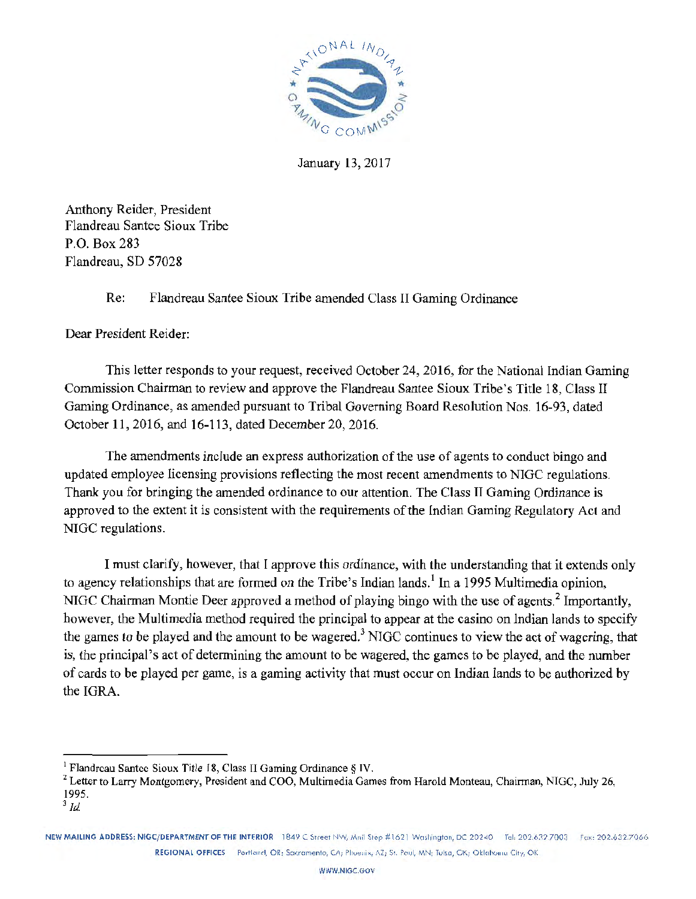January 13, 2017

Anthony Reider, President
Flandreau Santee Sioux Tribe
P.O. Box 283
Flandreau, SD 57028

Re: Flandreau Santee Sioux Tribe amended Class II Gaming Ordinance

Dear President Reider:

This letter responds to your request, received October 24, 2016, for the National Indian Gaming Commission Chairman to review and approve the Flandreau Santee Sioux Tribe's Title 18, Class II Gaming Ordinance, as amended pursuant to Tribal Governing Board Resolution Nos. 16-93, dated October 11, 2016, and 16-113, dated December 20, 2016.

The amendments include an express authorization of the use of agents to conduct bingo and updated employee licensing provisions reflecting the most recent amendments to NIGC regulations. Thank you for bringing the amended ordinance to our attention. The Class II Gaming Ordinance is approved to the extent it is consistent with the requirements of the Indian Gaming Regulatory Act and NIGC regulations.

I must clarify, however, that I approve this ordinance, with the understanding that it extends only to agency relationships that are formed on the Tribe's Indian lands.[1] In a 1995 Multimedia opinion, NIGC Chairman Montie Deer approved a method of playing bingo with the use of agents.[2] Importantly, however, the Multimedia method required the principal to appear at the casino on Indian lands to specify the games to be played and the amount to be wagered.[3] NIGC continues to view the act of wagering, that is, the principal's act of determining the amount to be wagered, the games to be played, and the number of cards to be played per game, is a gaming activity that must occur on Indian lands to be authorized by the IGRA.

---

[1] Flandreau Santee Sioux Title 18, Class II Gaming Ordinance § IV.

[2] Letter to Larry Montgomery, President and COO, Multimedia Games from Harold Monteau, Chairman, NIGC, July 26, 1995.

[3] *Id.*

NEW MAILING ADDRESS: NIGC/DEPARTMENT OF THE INTERIOR 1849 C Street NW, Mail Stop #1621 Washington, DC 20240 Tel: 202.632.7003 Fax: 202.632.7066
REGIONAL OFFICES Portland, OR; Sacramento, CA; Phoenix, AZ; St. Paul, MN; Tulsa, OK; Oklahoma City, OK
WWW.NIGC.GOV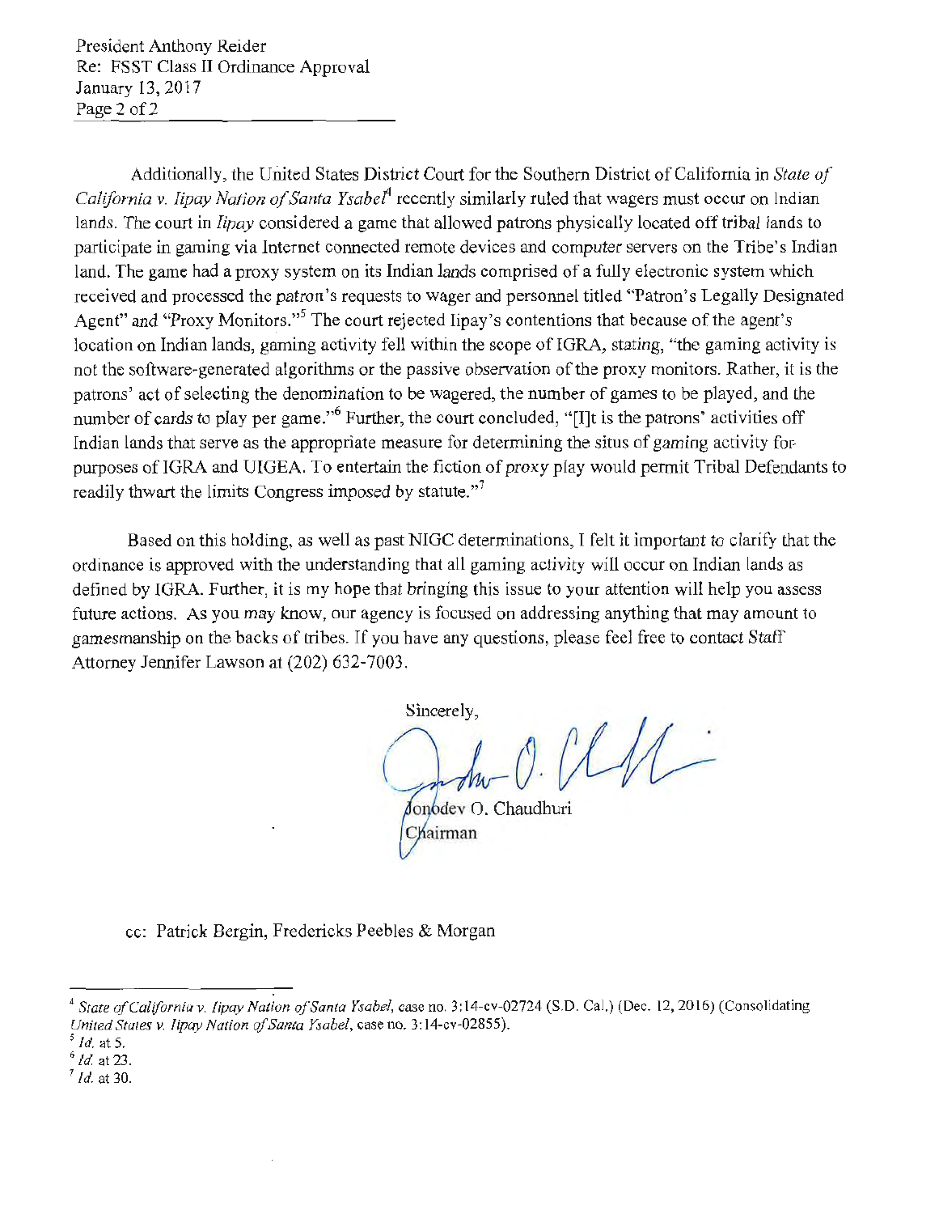President Anthony Reider
Re: FSST Class II Ordinance Approval
January 13, 2017

Additionally, the United States District Court for the Southern District of California in *State of California v. Iipay Nation of Santa Ysabel*[4] recently similarly ruled that wagers must occur on Indian lands. The court in *Iipay* considered a game that allowed patrons physically located off tribal lands to participate in gaming via Internet connected remote devices and computer servers on the Tribe's Indian land. The game had a proxy system on its Indian lands comprised of a fully electronic system which received and processed the patron's requests to wager and personnel titled "Patron's Legally Designated Agent" and "Proxy Monitors."[5] The court rejected Iipay's contentions that because of the agent's location on Indian lands, gaming activity fell within the scope of IGRA, stating, "the gaming activity is not the software-generated algorithms or the passive observation of the proxy monitors. Rather, it is the patrons' act of selecting the denomination to be wagered, the number of games to be played, and the number of cards to play per game."[6] Further, the court concluded, "[I]t is the patrons' activities off Indian lands that serve as the appropriate measure for determining the situs of gaming activity for purposes of IGRA and UIGEA. To entertain the fiction of proxy play would permit Tribal Defendants to readily thwart the limits Congress imposed by statute."[7]

Based on this holding, as well as past NIGC determinations, I felt it important to clarify that the ordinance is approved with the understanding that all gaming activity will occur on Indian lands as defined by IGRA. Further, it is my hope that bringing this issue to your attention will help you assess future actions. As you may know, our agency is focused on addressing anything that may amount to gamesmanship on the backs of tribes. If you have any questions, please feel free to contact Staff Attorney Jennifer Lawson at (202) 632-7003.

Sincerely,

Jonodev O. Chaudhuri
Chairman

cc: Patrick Bergin, Fredericks Peebles & Morgan

---

[4] *State of California v. Iipay Nation of Santa Ysabel*, case no. 3:14-cv-02724 (S.D. Cal.) (Dec. 12, 2016) (Consolidating *United States v. Iipay Nation of Santa Ysabel*, case no. 3:14-cv-02855).

[5] *Id.* at 5.

[6] *Id.* at 23.

[7] *Id.* at 30.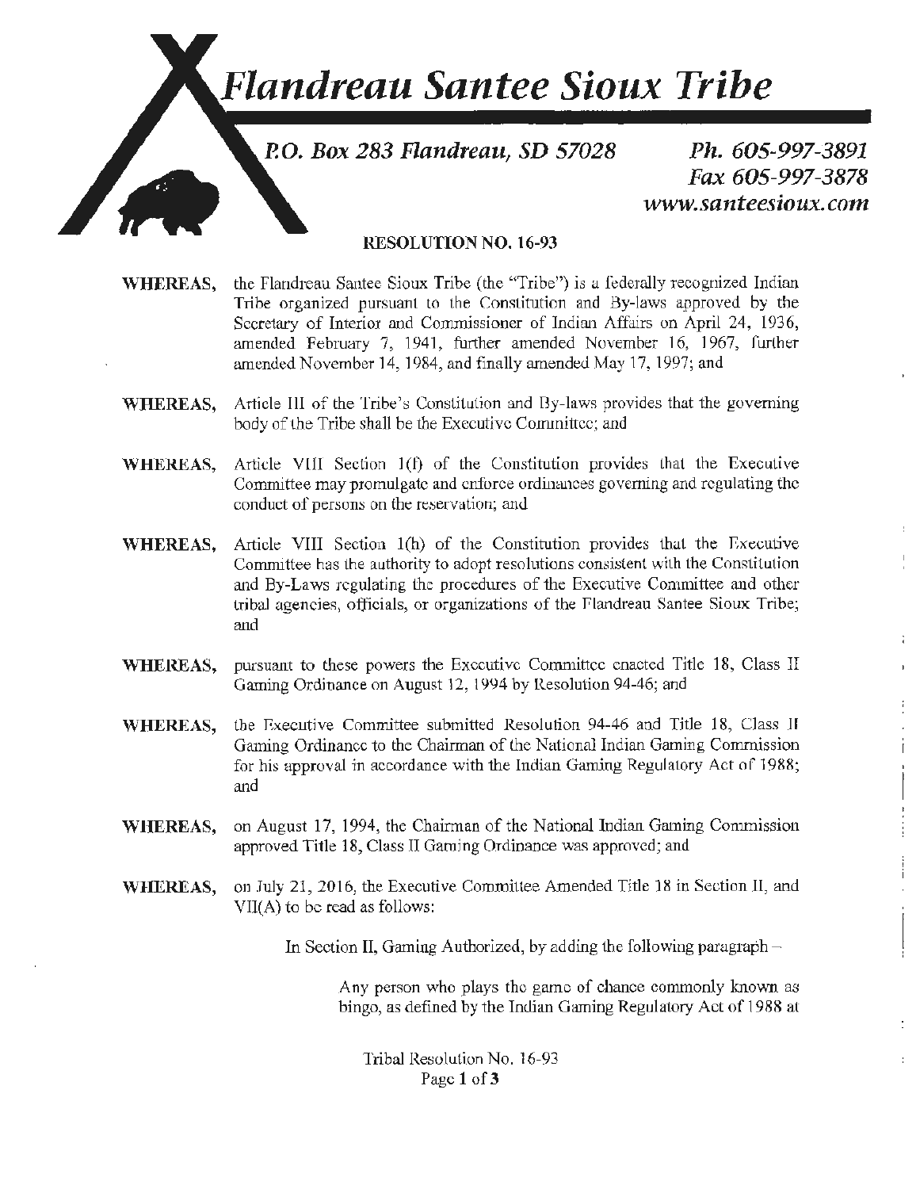# Flandreau Santee Sioux Tribe

*P.O. Box 283 Flandreau, SD 57028*

*Ph. 605-997-3891*
*Fax 605-997-3878*
*www.santeesioux.com*

**RESOLUTION NO. 16-93**

**WHEREAS,** the Flandreau Santee Sioux Tribe (the "Tribe") is a federally recognized Indian Tribe organized pursuant to the Constitution and By-laws approved by the Secretary of Interior and Commissioner of Indian Affairs on April 24, 1936, amended February 7, 1941, further amended November 16, 1967, further amended November 14, 1984, and finally amended May 17, 1997; and

**WHEREAS,** Article III of the Tribe's Constitution and By-laws provides that the governing body of the Tribe shall be the Executive Committee; and

**WHEREAS,** Article VIII Section 1(f) of the Constitution provides that the Executive Committee may promulgate and enforce ordinances governing and regulating the conduct of persons on the reservation; and

**WHEREAS,** Article VIII Section 1(h) of the Constitution provides that the Executive Committee has the authority to adopt resolutions consistent with the Constitution and By-Laws regulating the procedures of the Executive Committee and other tribal agencies, officials, or organizations of the Flandreau Santee Sioux Tribe; and

**WHEREAS,** pursuant to these powers the Executive Committee enacted Title 18, Class II Gaming Ordinance on August 12, 1994 by Resolution 94-46; and

**WHEREAS,** the Executive Committee submitted Resolution 94-46 and Title 18, Class II Gaming Ordinance to the Chairman of the National Indian Gaming Commission for his approval in accordance with the Indian Gaming Regulatory Act of 1988; and

**WHEREAS,** on August 17, 1994, the Chairman of the National Indian Gaming Commission approved Title 18, Class II Gaming Ordinance was approved; and

**WHEREAS,** on July 21, 2016, the Executive Committee Amended Title 18 in Section II, and VII(A) to be read as follows:

In Section II, Gaming Authorized, by adding the following paragraph –

> Any person who plays the game of chance commonly known as bingo, as defined by the Indian Gaming Regulatory Act of 1988 at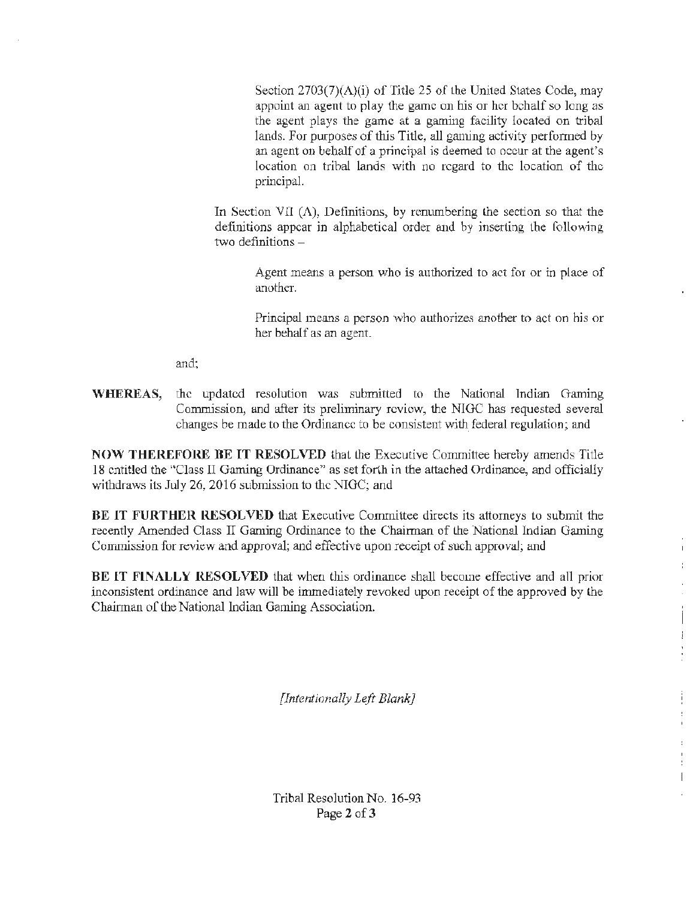> Section 2703(7)(A)(i) of Title 25 of the United States Code, may appoint an agent to play the game on his or her behalf so long as the agent plays the game at a gaming facility located on tribal lands. For purposes of this Title, all gaming activity performed by an agent on behalf of a principal is deemed to occur at the agent's location on tribal lands with no regard to the location of the principal.

In Section VII (A), Definitions, by renumbering the section so that the definitions appear in alphabetical order and by inserting the following two definitions –

> Agent means a person who is authorized to act for or in place of another.
>
> Principal means a person who authorizes another to act on his or her behalf as an agent.

and;

**WHEREAS,** the updated resolution was submitted to the National Indian Gaming Commission, and after its preliminary review, the NIGC has requested several changes be made to the Ordinance to be consistent with federal regulation; and

**NOW THEREFORE BE IT RESOLVED** that the Executive Committee hereby amends Title 18 entitled the "Class II Gaming Ordinance" as set forth in the attached Ordinance, and officially withdraws its July 26, 2016 submission to the NIGC; and

**BE IT FURTHER RESOLVED** that Executive Committee directs its attorneys to submit the recently Amended Class II Gaming Ordinance to the Chairman of the National Indian Gaming Commission for review and approval; and effective upon receipt of such approval; and

**BE IT FINALLY RESOLVED** that when this ordinance shall become effective and all prior inconsistent ordinance and law will be immediately revoked upon receipt of the approved by the Chairman of the National Indian Gaming Association.

*[Intentionally Left Blank]*

Tribal Resolution No. 16-93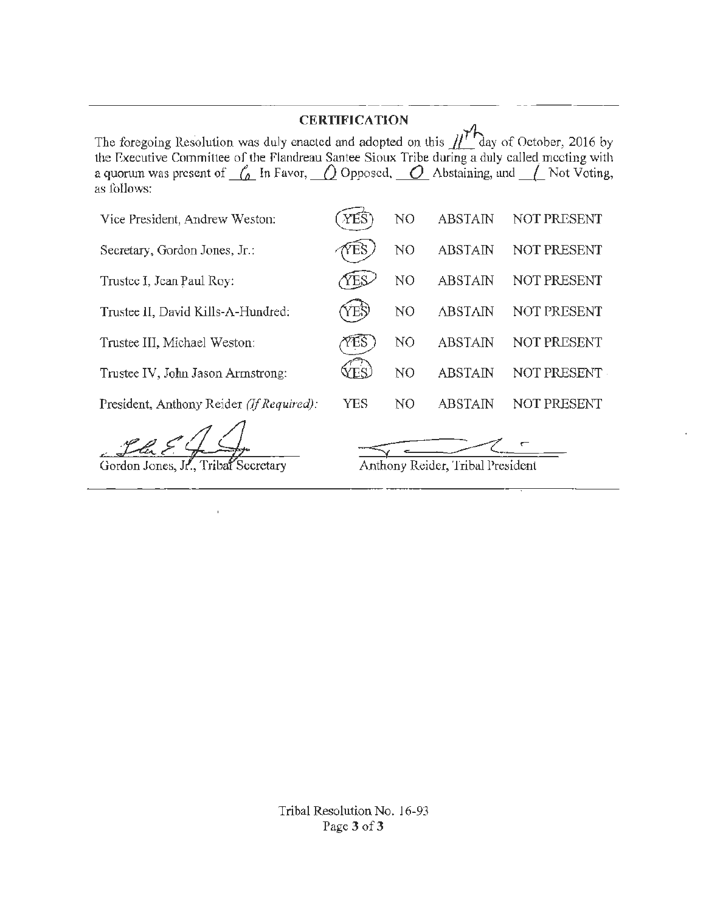## CERTIFICATION

The foregoing Resolution was duly enacted and adopted on this 11th day of October, 2016 by the Executive Committee of the Flandreau Santee Sioux Tribe during a duly called meeting with a quorum was present of 6 In Favor, 0 Opposed, 0 Abstaining, and 1 Not Voting, as follows:

| | | | | |
|---|---|---|---|---|
| Vice President, Andrew Weston: | (YES) | NO | ABSTAIN | NOT PRESENT |
| Secretary, Gordon Jones, Jr.: | (YES) | NO | ABSTAIN | NOT PRESENT |
| Trustee I, Jean Paul Roy: | (YES) | NO | ABSTAIN | NOT PRESENT |
| Trustee II, David Kills-A-Hundred: | (YES) | NO | ABSTAIN | NOT PRESENT |
| Trustee III, Michael Weston: | (YES) | NO | ABSTAIN | NOT PRESENT |
| Trustee IV, John Jason Armstrong: | (YES) | NO | ABSTAIN | NOT PRESENT |
| President, Anthony Reider *(If Required)*: | YES | NO | ABSTAIN | NOT PRESENT |

Gordon Jones, Jr., Tribal Secretary

Anthony Reider, Tribal President

Tribal Resolution No. 16-93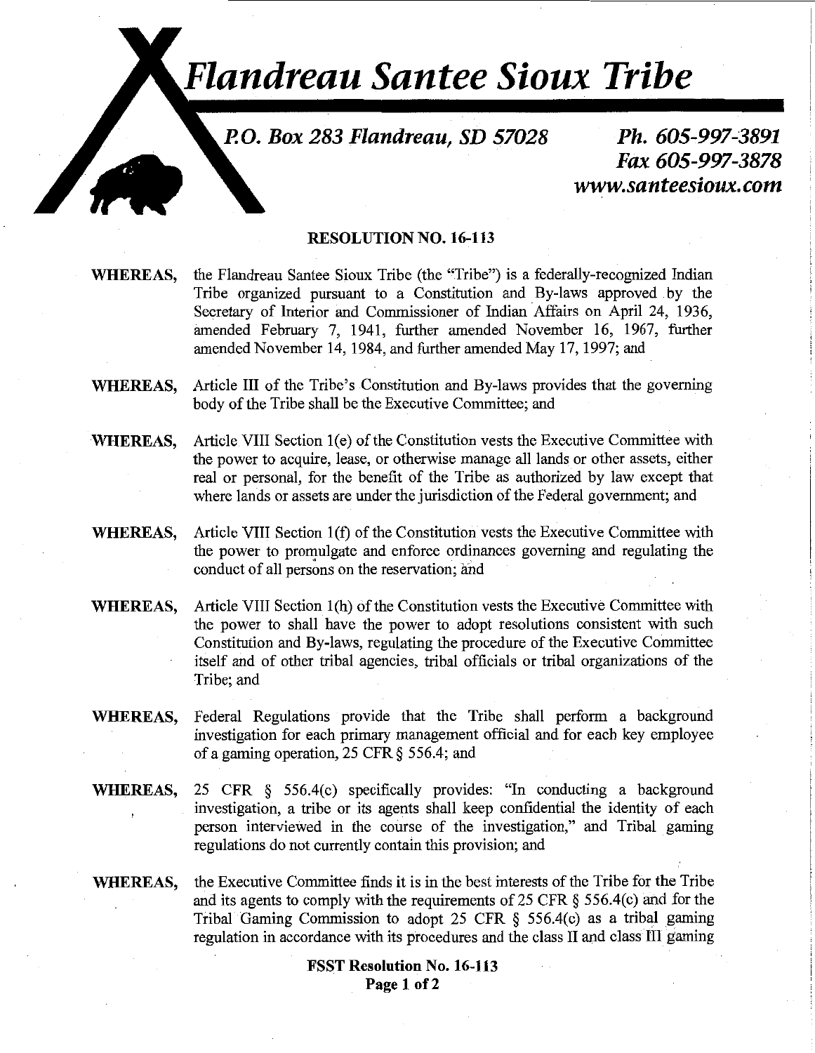# Flandreau Santee Sioux Tribe

*P.O. Box 283 Flandreau, SD 57028*

*Ph. 605-997-3891*
*Fax 605-997-3878*
*www.santeesioux.com*

**RESOLUTION NO. 16-113**

**WHEREAS,** the Flandreau Santee Sioux Tribe (the "Tribe") is a federally-recognized Indian Tribe organized pursuant to a Constitution and By-laws approved by the Secretary of Interior and Commissioner of Indian Affairs on April 24, 1936, amended February 7, 1941, further amended November 16, 1967, further amended November 14, 1984, and further amended May 17, 1997; and

**WHEREAS,** Article III of the Tribe's Constitution and By-laws provides that the governing body of the Tribe shall be the Executive Committee; and

**WHEREAS,** Article VIII Section 1(e) of the Constitution vests the Executive Committee with the power to acquire, lease, or otherwise manage all lands or other assets, either real or personal, for the benefit of the Tribe as authorized by law except that where lands or assets are under the jurisdiction of the Federal government; and

**WHEREAS,** Article VIII Section 1(f) of the Constitution vests the Executive Committee with the power to promulgate and enforce ordinances governing and regulating the conduct of all persons on the reservation; and

**WHEREAS,** Article VIII Section 1(h) of the Constitution vests the Executive Committee with the power to shall have the power to adopt resolutions consistent with such Constitution and By-laws, regulating the procedure of the Executive Committee itself and of other tribal agencies, tribal officials or tribal organizations of the Tribe; and

**WHEREAS,** Federal Regulations provide that the Tribe shall perform a background investigation for each primary management official and for each key employee of a gaming operation, 25 CFR § 556.4; and

**WHEREAS,** 25 CFR § 556.4(c) specifically provides: "In conducting a background investigation, a tribe or its agents shall keep confidential the identity of each person interviewed in the course of the investigation," and Tribal gaming regulations do not currently contain this provision; and

**WHEREAS,** the Executive Committee finds it is in the best interests of the Tribe for the Tribe and its agents to comply with the requirements of 25 CFR § 556.4(c) and for the Tribal Gaming Commission to adopt 25 CFR § 556.4(c) as a tribal gaming regulation in accordance with its procedures and the class II and class III gaming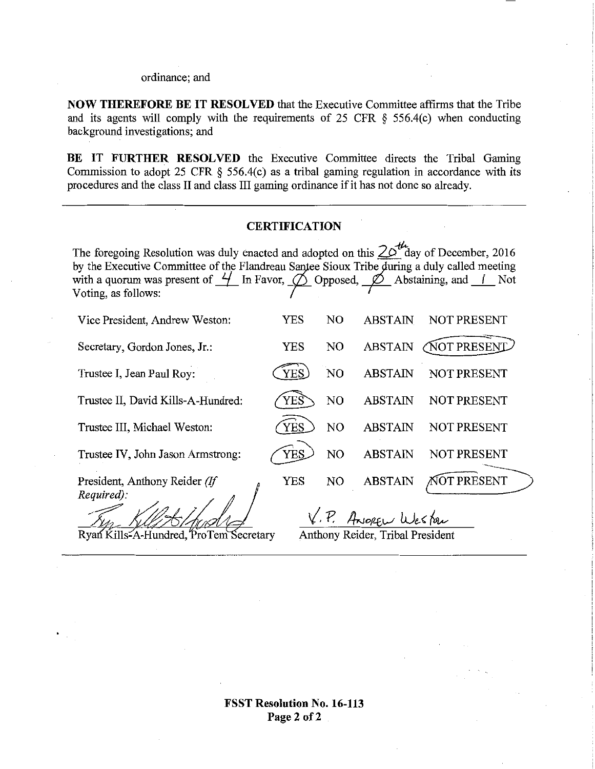ordinance; and

**NOW THEREFORE BE IT RESOLVED** that the Executive Committee affirms that the Tribe and its agents will comply with the requirements of 25 CFR § 556.4(c) when conducting background investigations; and

**BE IT FURTHER RESOLVED** the Executive Committee directs the Tribal Gaming Commission to adopt 25 CFR § 556.4(c) as a tribal gaming regulation in accordance with its procedures and the class II and class III gaming ordinance if it has not done so already.

---

## CERTIFICATION

The foregoing Resolution was duly enacted and adopted on this 20th day of December, 2016 by the Executive Committee of the Flandreau Santee Sioux Tribe during a duly called meeting with a quorum was present of 4 In Favor, Ø Opposed, Ø Abstaining, and 1 Not Voting, as follows:

| | | | | |
|---|---|---|---|---|
| Vice President, Andrew Weston: | YES | NO | ABSTAIN | NOT PRESENT |
| Secretary, Gordon Jones, Jr.: | YES | NO | ABSTAIN | (NOT PRESENT) |
| Trustee I, Jean Paul Roy: | (YES) | NO | ABSTAIN | NOT PRESENT |
| Trustee II, David Kills-A-Hundred: | (YES) | NO | ABSTAIN | NOT PRESENT |
| Trustee III, Michael Weston: | (YES) | NO | ABSTAIN | NOT PRESENT |
| Trustee IV, John Jason Armstrong: | (YES) | NO | ABSTAIN | NOT PRESENT |
| President, Anthony Reider *(If Required)*: | YES | NO | ABSTAIN | (NOT PRESENT) |

Ryan Kills-A-Hundred, ProTem Secretary

V.P. Andrew Weston

Anthony Reider, Tribal President

---

**FSST Resolution No. 16-113**
**Page 2 of 2**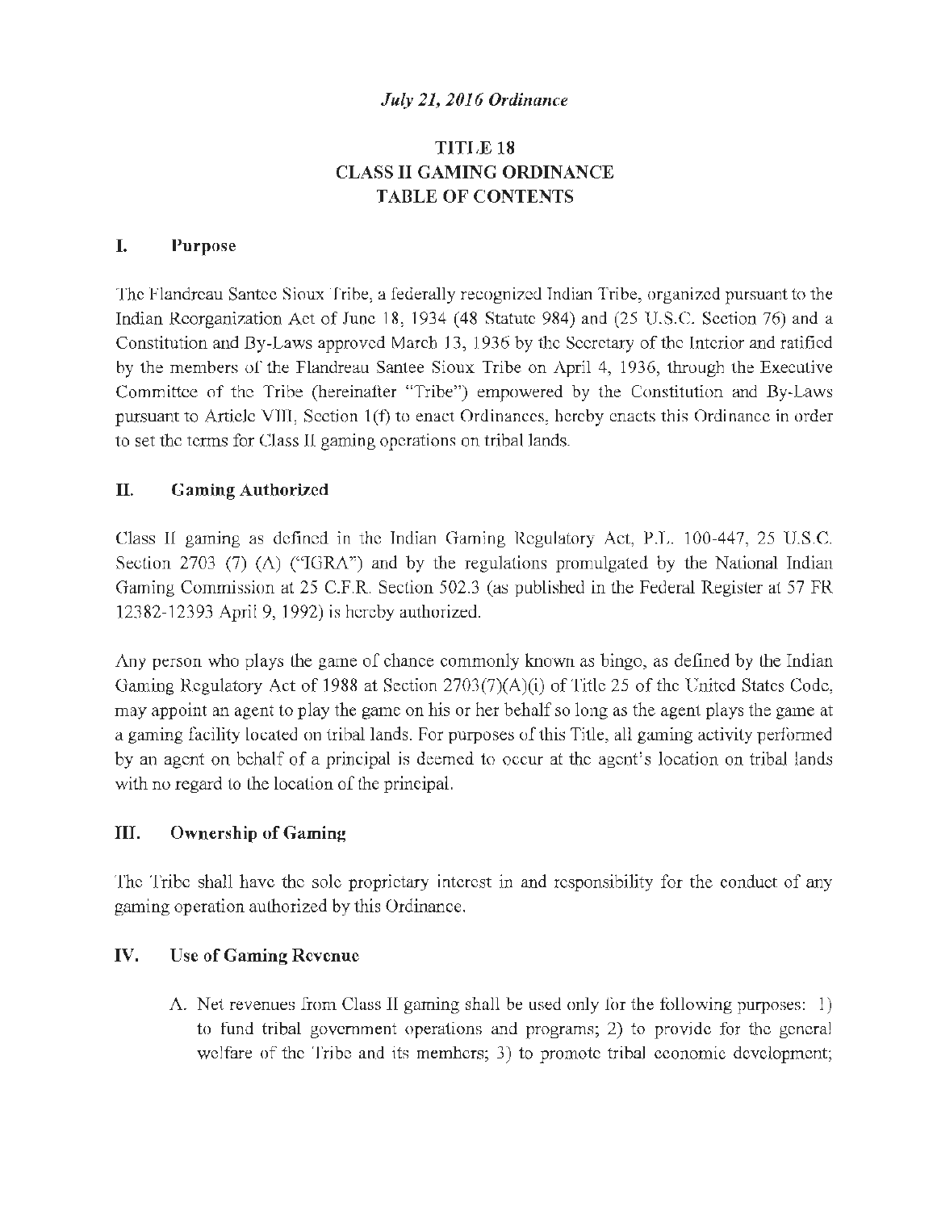*July 21, 2016 Ordinance*

# TITLE 18
# CLASS II GAMING ORDINANCE
# TABLE OF CONTENTS

## I. Purpose

The Flandreau Santee Sioux Tribe, a federally recognized Indian Tribe, organized pursuant to the Indian Reorganization Act of June 18, 1934 (48 Statute 984) and (25 U.S.C. Section 76) and a Constitution and By-Laws approved March 13, 1936 by the Secretary of the Interior and ratified by the members of the Flandreau Santee Sioux Tribe on April 4, 1936, through the Executive Committee of the Tribe (hereinafter "Tribe") empowered by the Constitution and By-Laws pursuant to Article VIII, Section 1(f) to enact Ordinances, hereby enacts this Ordinance in order to set the terms for Class II gaming operations on tribal lands.

## II. Gaming Authorized

Class II gaming as defined in the Indian Gaming Regulatory Act, P.L. 100-447, 25 U.S.C. Section 2703 (7) (A) ("IGRA") and by the regulations promulgated by the National Indian Gaming Commission at 25 C.F.R. Section 502.3 (as published in the Federal Register at 57 FR 12382-12393 April 9, 1992) is hereby authorized.

Any person who plays the game of chance commonly known as bingo, as defined by the Indian Gaming Regulatory Act of 1988 at Section 2703(7)(A)(i) of Title 25 of the United States Code, may appoint an agent to play the game on his or her behalf so long as the agent plays the game at a gaming facility located on tribal lands. For purposes of this Title, all gaming activity performed by an agent on behalf of a principal is deemed to occur at the agent's location on tribal lands with no regard to the location of the principal.

## III. Ownership of Gaming

The Tribe shall have the sole proprietary interest in and responsibility for the conduct of any gaming operation authorized by this Ordinance.

## IV. Use of Gaming Revenue

A. Net revenues from Class II gaming shall be used only for the following purposes: 1) to fund tribal government operations and programs; 2) to provide for the general welfare of the Tribe and its members; 3) to promote tribal economic development;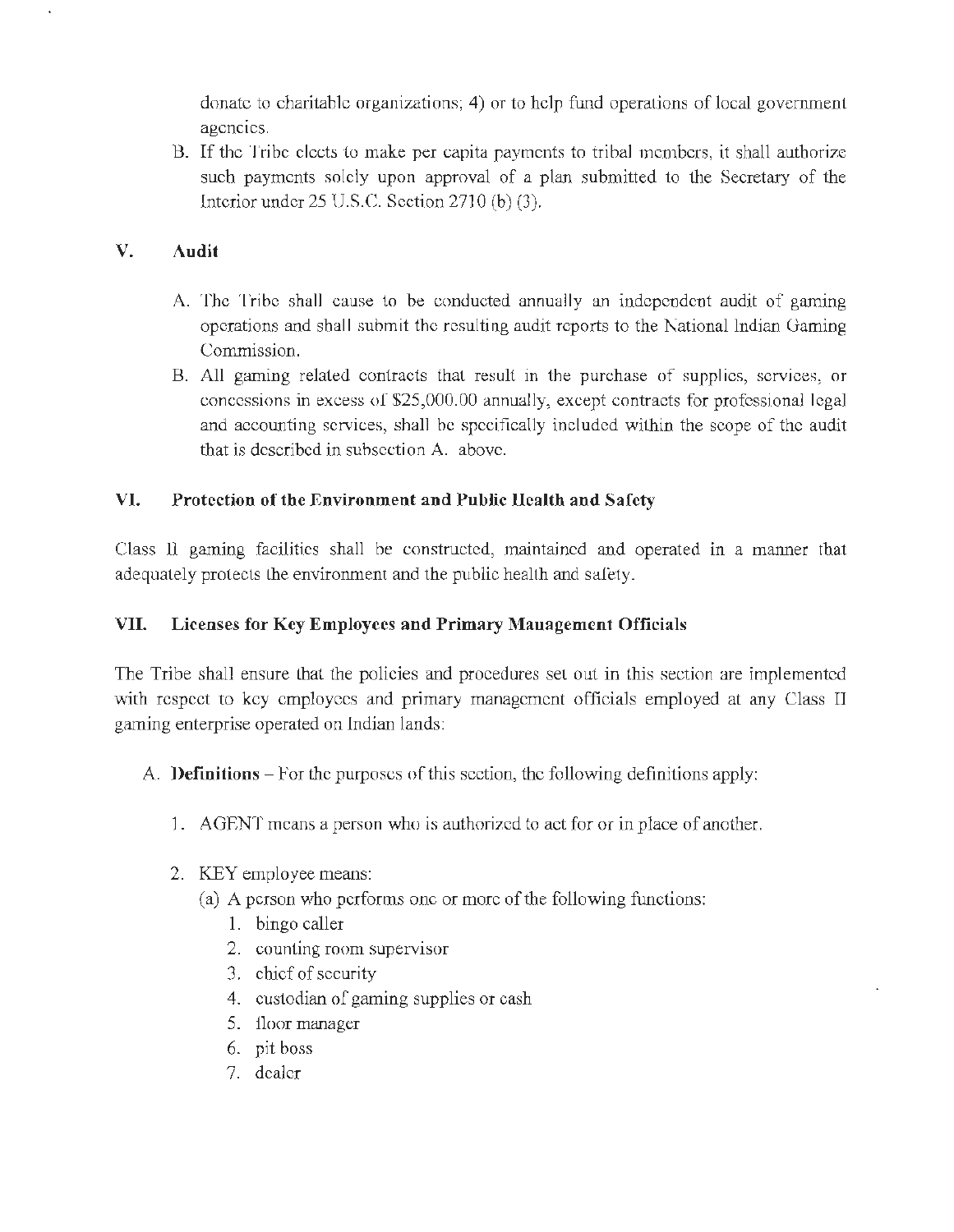donate to charitable organizations; 4) or to help fund operations of local government agencies.

B. If the Tribe elects to make per capita payments to tribal members, it shall authorize such payments solely upon approval of a plan submitted to the Secretary of the Interior under 25 U.S.C. Section 2710 (b) (3).

## V. Audit

A. The Tribe shall cause to be conducted annually an independent audit of gaming operations and shall submit the resulting audit reports to the National Indian Gaming Commission.

B. All gaming related contracts that result in the purchase of supplies, services, or concessions in excess of $25,000.00 annually, except contracts for professional legal and accounting services, shall be specifically included within the scope of the audit that is described in subsection A. above.

## VI. Protection of the Environment and Public Health and Safety

Class II gaming facilities shall be constructed, maintained and operated in a manner that adequately protects the environment and the public health and safety.

## VII. Licenses for Key Employees and Primary Management Officials

The Tribe shall ensure that the policies and procedures set out in this section are implemented with respect to key employees and primary management officials employed at any Class II gaming enterprise operated on Indian lands:

A. **Definitions** – For the purposes of this section, the following definitions apply:

1. AGENT means a person who is authorized to act for or in place of another.

2. KEY employee means:
   (a) A person who performs one or more of the following functions:
      1. bingo caller
      2. counting room supervisor
      3. chief of security
      4. custodian of gaming supplies or cash
      5. floor manager
      6. pit boss
      7. dealer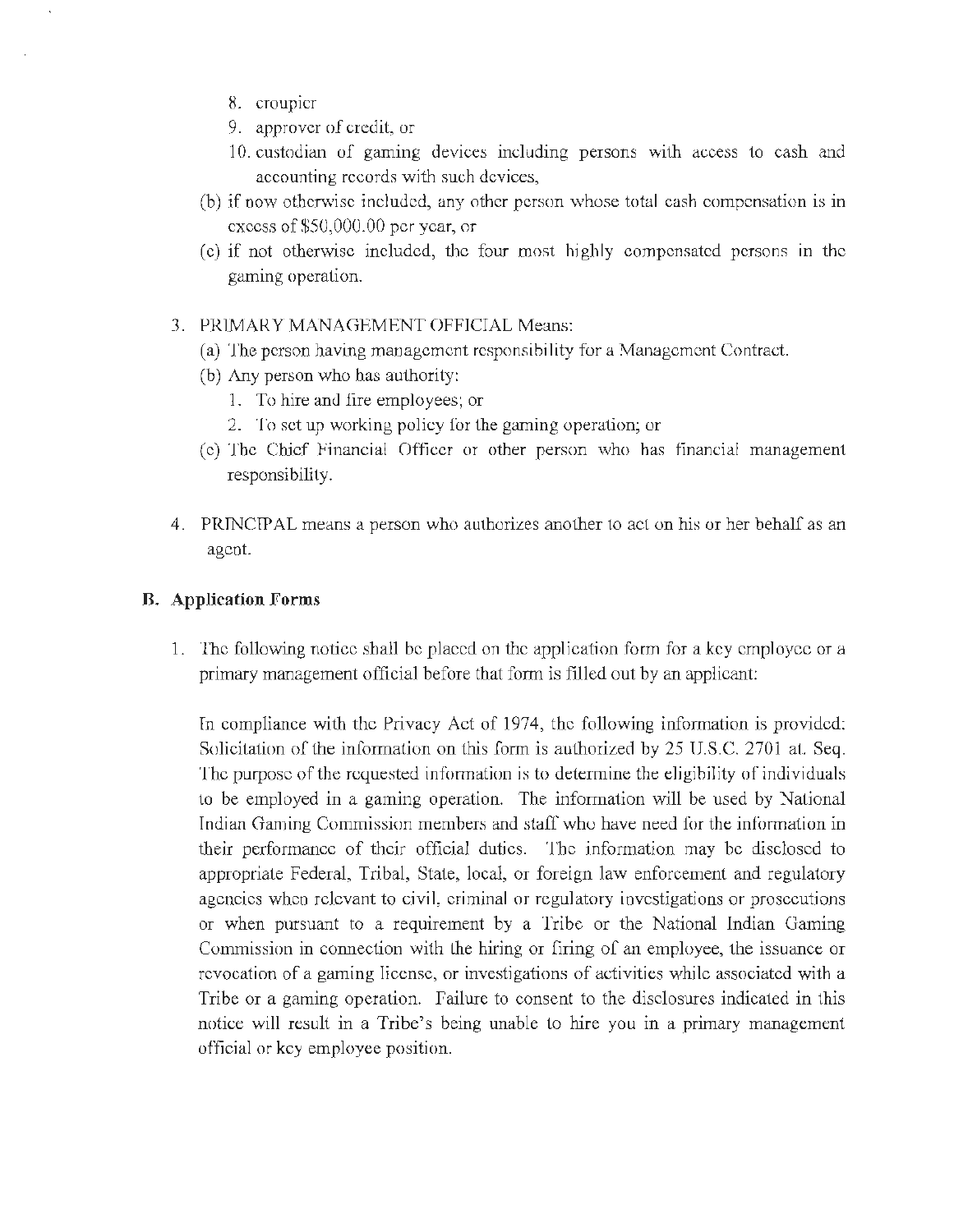8. croupier
9. approver of credit, or
10. custodian of gaming devices including persons with access to cash and accounting records with such devices,

(b) if now otherwise included, any other person whose total cash compensation is in excess of $50,000.00 per year, or

(c) if not otherwise included, the four most highly compensated persons in the gaming operation.

3. PRIMARY MANAGEMENT OFFICIAL Means:
   (a) The person having management responsibility for a Management Contract.
   (b) Any person who has authority:
      1. To hire and fire employees; or
      2. To set up working policy for the gaming operation; or
   (c) The Chief Financial Officer or other person who has financial management responsibility.

4. PRINCIPAL means a person who authorizes another to act on his or her behalf as an agent.

### B. Application Forms

1. The following notice shall be placed on the application form for a key employee or a primary management official before that form is filled out by an applicant:

   In compliance with the Privacy Act of 1974, the following information is provided: Solicitation of the information on this form is authorized by 25 U.S.C. 2701 at. Seq. The purpose of the requested information is to determine the eligibility of individuals to be employed in a gaming operation. The information will be used by National Indian Gaming Commission members and staff who have need for the information in their performance of their official duties. The information may be disclosed to appropriate Federal, Tribal, State, local, or foreign law enforcement and regulatory agencies when relevant to civil, criminal or regulatory investigations or prosecutions or when pursuant to a requirement by a Tribe or the National Indian Gaming Commission in connection with the hiring or firing of an employee, the issuance or revocation of a gaming license, or investigations of activities while associated with a Tribe or a gaming operation. Failure to consent to the disclosures indicated in this notice will result in a Tribe's being unable to hire you in a primary management official or key employee position.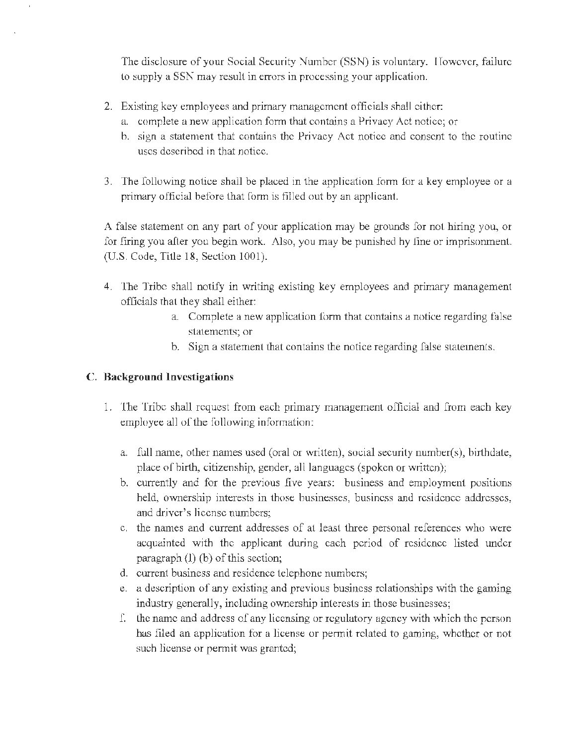The disclosure of your Social Security Number (SSN) is voluntary. However, failure to supply a SSN may result in errors in processing your application.

2. Existing key employees and primary management officials shall either:
   a. complete a new application form that contains a Privacy Act notice; or
   b. sign a statement that contains the Privacy Act notice and consent to the routine uses described in that notice.

3. The following notice shall be placed in the application form for a key employee or a primary official before that form is filled out by an applicant.

A false statement on any part of your application may be grounds for not hiring you, or for firing you after you begin work. Also, you may be punished by fine or imprisonment. (U.S. Code, Title 18, Section 1001).

4. The Tribe shall notify in writing existing key employees and primary management officials that they shall either:
   a. Complete a new application form that contains a notice regarding false statements; or
   b. Sign a statement that contains the notice regarding false statements.

## C. Background Investigations

1. The Tribe shall request from each primary management official and from each key employee all of the following information:

   a. full name, other names used (oral or written), social security number(s), birthdate, place of birth, citizenship, gender, all languages (spoken or written);
   b. currently and for the previous five years: business and employment positions held, ownership interests in those businesses, business and residence addresses, and driver's license numbers;
   c. the names and current addresses of at least three personal references who were acquainted with the applicant during each period of residence listed under paragraph (l) (b) of this section;
   d. current business and residence telephone numbers;
   e. a description of any existing and previous business relationships with the gaming industry generally, including ownership interests in those businesses;
   f. the name and address of any licensing or regulatory agency with which the person has filed an application for a license or permit related to gaming, whether or not such license or permit was granted;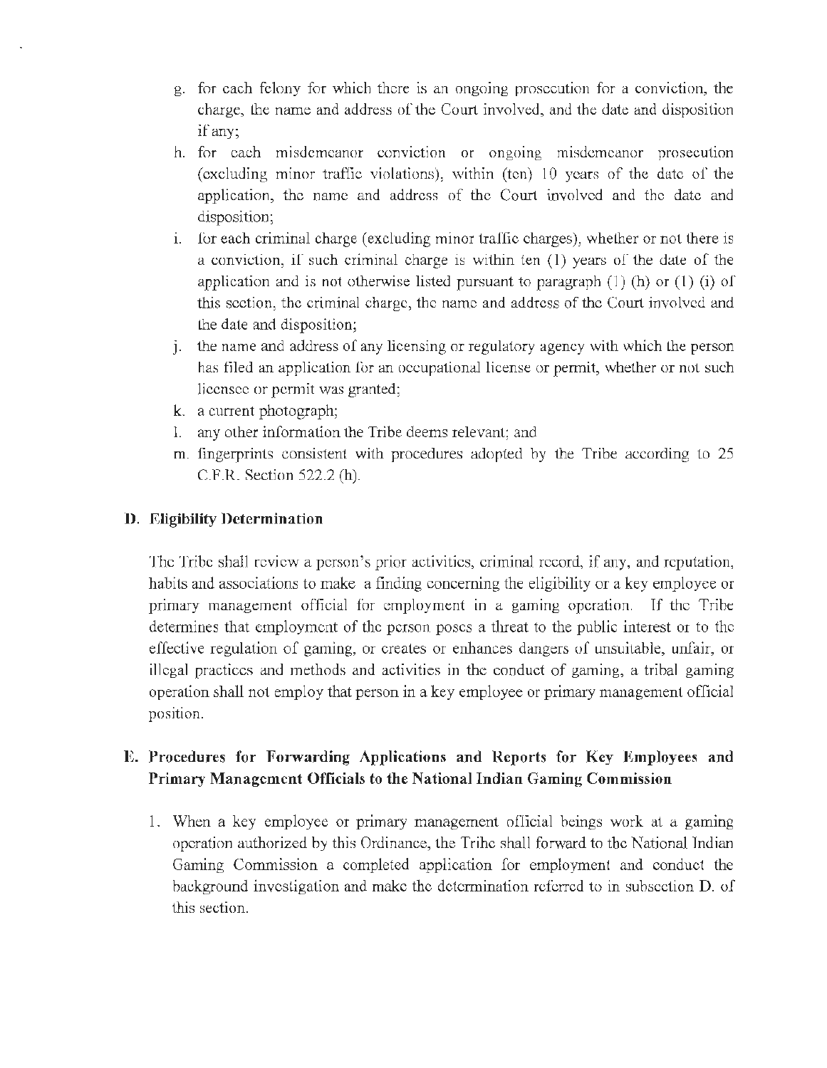g. for each felony for which there is an ongoing prosecution for a conviction, the charge, the name and address of the Court involved, and the date and disposition if any;
h. for each misdemeanor conviction or ongoing misdemeanor prosecution (excluding minor traffic violations), within (ten) 10 years of the date of the application, the name and address of the Court involved and the date and disposition;
i. for each criminal charge (excluding minor traffic charges), whether or not there is a conviction, if such criminal charge is within ten (1) years of the date of the application and is not otherwise listed pursuant to paragraph (1) (h) or (1) (i) of this section, the criminal charge, the name and address of the Court involved and the date and disposition;
j. the name and address of any licensing or regulatory agency with which the person has filed an application for an occupational license or permit, whether or not such licensee or permit was granted;
k. a current photograph;
l. any other information the Tribe deems relevant; and
m. fingerprints consistent with procedures adopted by the Tribe according to 25 C.F.R. Section 522.2 (h).

## D. Eligibility Determination

The Tribe shall review a person's prior activities, criminal record, if any, and reputation, habits and associations to make a finding concerning the eligibility or a key employee or primary management official for employment in a gaming operation. If the Tribe determines that employment of the person poses a threat to the public interest or to the effective regulation of gaming, or creates or enhances dangers of unsuitable, unfair, or illegal practices and methods and activities in the conduct of gaming, a tribal gaming operation shall not employ that person in a key employee or primary management official position.

## E. Procedures for Forwarding Applications and Reports for Key Employees and Primary Management Officials to the National Indian Gaming Commission

1. When a key employee or primary management official beings work at a gaming operation authorized by this Ordinance, the Tribe shall forward to the National Indian Gaming Commission a completed application for employment and conduct the background investigation and make the determination referred to in subsection D. of this section.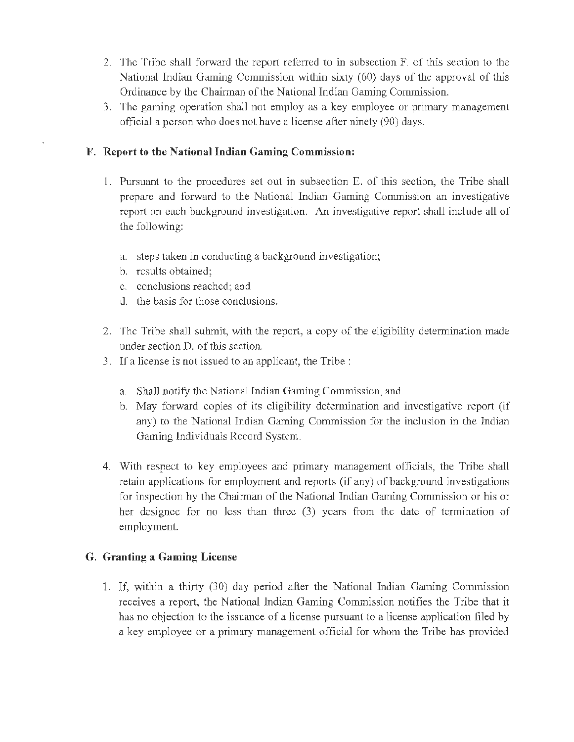2. The Tribe shall forward the report referred to in subsection F. of this section to the National Indian Gaming Commission within sixty (60) days of the approval of this Ordinance by the Chairman of the National Indian Gaming Commission.
3. The gaming operation shall not employ as a key employee or primary management official a person who does not have a license after ninety (90) days.

## F. Report to the National Indian Gaming Commission:

1. Pursuant to the procedures set out in subsection E. of this section, the Tribe shall prepare and forward to the National Indian Gaming Commission an investigative report on each background investigation. An investigative report shall include all of the following:

   a. steps taken in conducting a background investigation;
   b. results obtained;
   c. conclusions reached; and
   d. the basis for those conclusions.

2. The Tribe shall submit, with the report, a copy of the eligibility determination made under section D. of this section.
3. If a license is not issued to an applicant, the Tribe :

   a. Shall notify the National Indian Gaming Commission, and
   b. May forward copies of its eligibility determination and investigative report (if any) to the National Indian Gaming Commission for the inclusion in the Indian Gaming Individuals Record System.

4. With respect to key employees and primary management officials, the Tribe shall retain applications for employment and reports (if any) of background investigations for inspection by the Chairman of the National Indian Gaming Commission or his or her designee for no less than three (3) years from the date of termination of employment.

## G. Granting a Gaming License

1. If, within a thirty (30) day period after the National Indian Gaming Commission receives a report, the National Indian Gaming Commission notifies the Tribe that it has no objection to the issuance of a license pursuant to a license application filed by a key employee or a primary management official for whom the Tribe has provided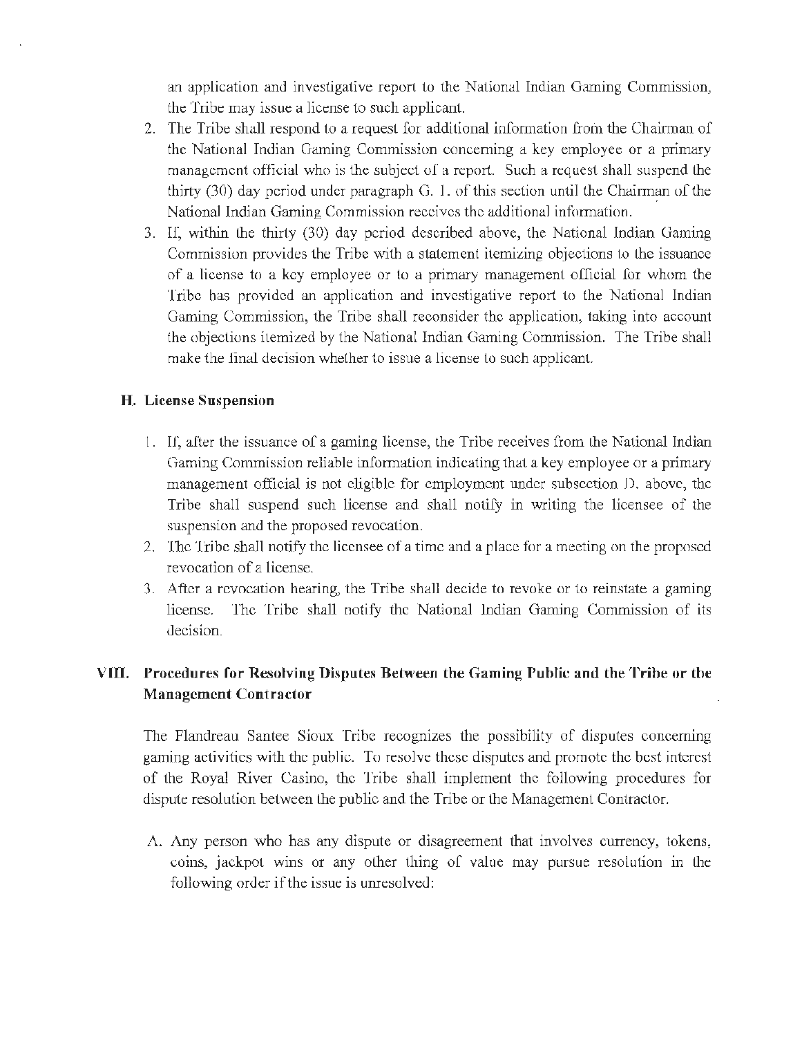an application and investigative report to the National Indian Gaming Commission, the Tribe may issue a license to such applicant.

2. The Tribe shall respond to a request for additional information from the Chairman of the National Indian Gaming Commission concerning a key employee or a primary management official who is the subject of a report. Such a request shall suspend the thirty (30) day period under paragraph G. 1. of this section until the Chairman of the National Indian Gaming Commission receives the additional information.
3. If, within the thirty (30) day period described above, the National Indian Gaming Commission provides the Tribe with a statement itemizing objections to the issuance of a license to a key employee or to a primary management official for whom the Tribe has provided an application and investigative report to the National Indian Gaming Commission, the Tribe shall reconsider the application, taking into account the objections itemized by the National Indian Gaming Commission. The Tribe shall make the final decision whether to issue a license to such applicant.

### H. License Suspension

1. If, after the issuance of a gaming license, the Tribe receives from the National Indian Gaming Commission reliable information indicating that a key employee or a primary management official is not eligible for employment under subsection D. above, the Tribe shall suspend such license and shall notify in writing the licensee of the suspension and the proposed revocation.
2. The Tribe shall notify the licensee of a time and a place for a meeting on the proposed revocation of a license.
3. After a revocation hearing, the Tribe shall decide to revoke or to reinstate a gaming license. The Tribe shall notify the National Indian Gaming Commission of its decision.

## VIII. Procedures for Resolving Disputes Between the Gaming Public and the Tribe or the Management Contractor

The Flandreau Santee Sioux Tribe recognizes the possibility of disputes concerning gaming activities with the public. To resolve these disputes and promote the best interest of the Royal River Casino, the Tribe shall implement the following procedures for dispute resolution between the public and the Tribe or the Management Contractor.

A. Any person who has any dispute or disagreement that involves currency, tokens, coins, jackpot wins or any other thing of value may pursue resolution in the following order if the issue is unresolved: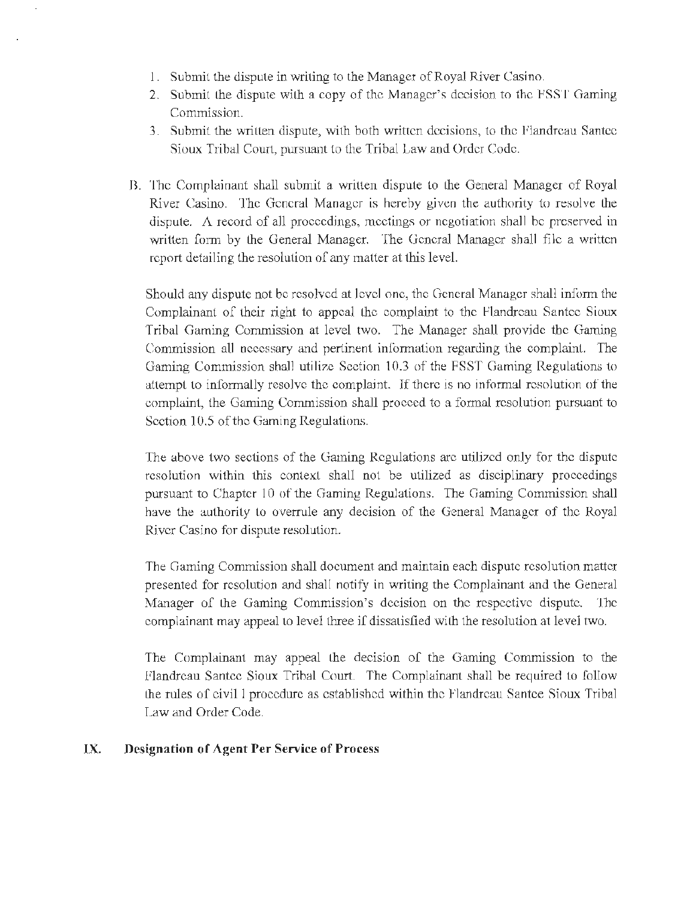1. Submit the dispute in writing to the Manager of Royal River Casino.
2. Submit the dispute with a copy of the Manager's decision to the FSST Gaming Commission.
3. Submit the written dispute, with both written decisions, to the Flandreau Santee Sioux Tribal Court, pursuant to the Tribal Law and Order Code.

B. The Complainant shall submit a written dispute to the General Manager of Royal River Casino. The General Manager is hereby given the authority to resolve the dispute. A record of all proceedings, meetings or negotiation shall be preserved in written form by the General Manager. The General Manager shall file a written report detailing the resolution of any matter at this level.

Should any dispute not be resolved at level one, the General Manager shall inform the Complainant of their right to appeal the complaint to the Flandreau Santee Sioux Tribal Gaming Commission at level two. The Manager shall provide the Gaming Commission all necessary and pertinent information regarding the complaint. The Gaming Commission shall utilize Section 10.3 of the FSST Gaming Regulations to attempt to informally resolve the complaint. If there is no informal resolution of the complaint, the Gaming Commission shall proceed to a formal resolution pursuant to Section 10.5 of the Gaming Regulations.

The above two sections of the Gaming Regulations are utilized only for the dispute resolution within this context shall not be utilized as disciplinary proceedings pursuant to Chapter 10 of the Gaming Regulations. The Gaming Commission shall have the authority to overrule any decision of the General Manager of the Royal River Casino for dispute resolution.

The Gaming Commission shall document and maintain each dispute resolution matter presented for resolution and shall notify in writing the Complainant and the General Manager of the Gaming Commission's decision on the respective dispute. The complainant may appeal to level three if dissatisfied with the resolution at level two.

The Complainant may appeal the decision of the Gaming Commission to the Flandreau Santee Sioux Tribal Court. The Complainant shall be required to follow the rules of civil l procedure as established within the Flandreau Santee Sioux Tribal Law and Order Code.

## IX. Designation of Agent Per Service of Process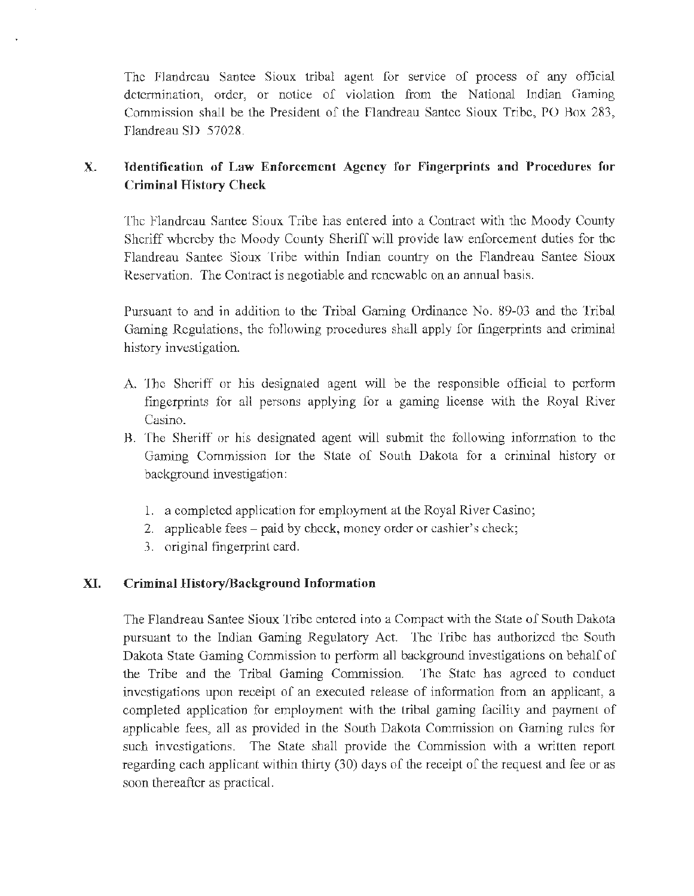The Flandreau Santee Sioux tribal agent for service of process of any official determination, order, or notice of violation from the National Indian Gaming Commission shall be the President of the Flandreau Santee Sioux Tribe, PO Box 283, Flandreau SD 57028.

## X. Identification of Law Enforcement Agency for Fingerprints and Procedures for Criminal History Check

The Flandreau Santee Sioux Tribe has entered into a Contract with the Moody County Sheriff whereby the Moody County Sheriff will provide law enforcement duties for the Flandreau Santee Sioux Tribe within Indian country on the Flandreau Santee Sioux Reservation. The Contract is negotiable and renewable on an annual basis.

Pursuant to and in addition to the Tribal Gaming Ordinance No. 89-03 and the Tribal Gaming Regulations, the following procedures shall apply for fingerprints and criminal history investigation.

A. The Sheriff or his designated agent will be the responsible official to perform fingerprints for all persons applying for a gaming license with the Royal River Casino.

B. The Sheriff or his designated agent will submit the following information to the Gaming Commission for the State of South Dakota for a criminal history or background investigation:

   1. a completed application for employment at the Royal River Casino;
   2. applicable fees – paid by check, money order or cashier's check;
   3. original fingerprint card.

## XI. Criminal History/Background Information

The Flandreau Santee Sioux Tribe entered into a Compact with the State of South Dakota pursuant to the Indian Gaming Regulatory Act. The Tribe has authorized the South Dakota State Gaming Commission to perform all background investigations on behalf of the Tribe and the Tribal Gaming Commission. The State has agreed to conduct investigations upon receipt of an executed release of information from an applicant, a completed application for employment with the tribal gaming facility and payment of applicable fees, all as provided in the South Dakota Commission on Gaming rules for such investigations. The State shall provide the Commission with a written report regarding each applicant within thirty (30) days of the receipt of the request and fee or as soon thereafter as practical.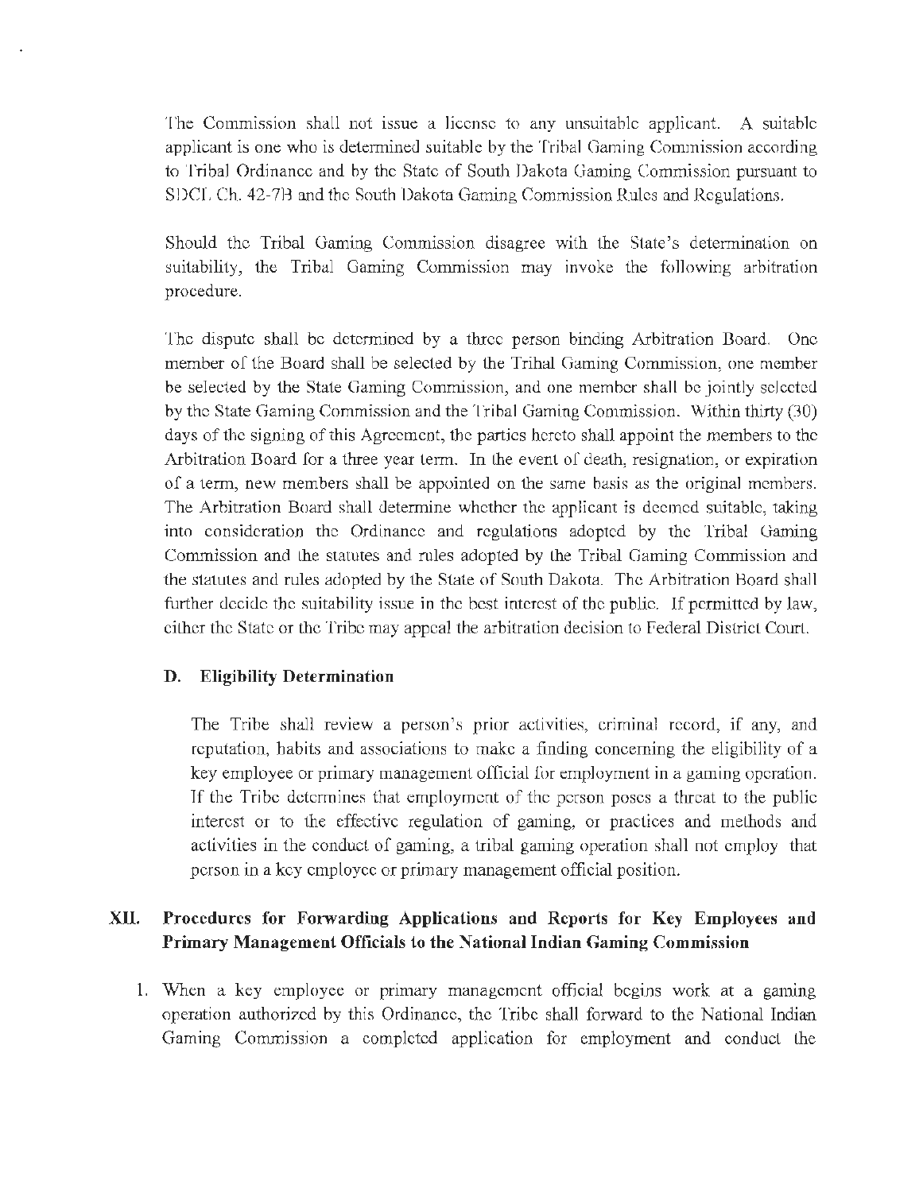The Commission shall not issue a license to any unsuitable applicant. A suitable applicant is one who is determined suitable by the Tribal Gaming Commission according to Tribal Ordinance and by the State of South Dakota Gaming Commission pursuant to SDCL Ch. 42-7B and the South Dakota Gaming Commission Rules and Regulations.

Should the Tribal Gaming Commission disagree with the State's determination on suitability, the Tribal Gaming Commission may invoke the following arbitration procedure.

The dispute shall be determined by a three person binding Arbitration Board. One member of the Board shall be selected by the Tribal Gaming Commission, one member be selected by the State Gaming Commission, and one member shall be jointly selected by the State Gaming Commission and the Tribal Gaming Commission. Within thirty (30) days of the signing of this Agreement, the parties hereto shall appoint the members to the Arbitration Board for a three year term. In the event of death, resignation, or expiration of a term, new members shall be appointed on the same basis as the original members. The Arbitration Board shall determine whether the applicant is deemed suitable, taking into consideration the Ordinance and regulations adopted by the Tribal Gaming Commission and the statutes and rules adopted by the Tribal Gaming Commission and the statutes and rules adopted by the State of South Dakota. The Arbitration Board shall further decide the suitability issue in the best interest of the public. If permitted by law, either the State or the Tribe may appeal the arbitration decision to Federal District Court.

### D. Eligibility Determination

The Tribe shall review a person's prior activities, criminal record, if any, and reputation, habits and associations to make a finding concerning the eligibility of a key employee or primary management official for employment in a gaming operation. If the Tribe determines that employment of the person poses a threat to the public interest or to the effective regulation of gaming, or practices and methods and activities in the conduct of gaming, a tribal gaming operation shall not employ that person in a key employee or primary management official position.

## XII. Procedures for Forwarding Applications and Reports for Key Employees and Primary Management Officials to the National Indian Gaming Commission

1. When a key employee or primary management official begins work at a gaming operation authorized by this Ordinance, the Tribe shall forward to the National Indian Gaming Commission a completed application for employment and conduct the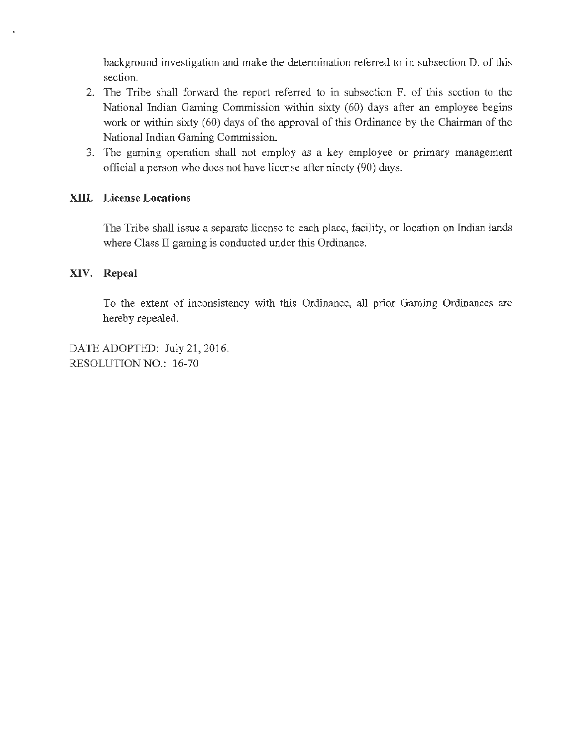background investigation and make the determination referred to in subsection D. of this section.

2. The Tribe shall forward the report referred to in subsection F. of this section to the National Indian Gaming Commission within sixty (60) days after an employee begins work or within sixty (60) days of the approval of this Ordinance by the Chairman of the National Indian Gaming Commission.
3. The gaming operation shall not employ as a key employee or primary management official a person who does not have license after ninety (90) days.

## XIII. License Locations

The Tribe shall issue a separate license to each place, facility, or location on Indian lands where Class II gaming is conducted under this Ordinance.

## XIV. Repeal

To the extent of inconsistency with this Ordinance, all prior Gaming Ordinances are hereby repealed.

DATE ADOPTED: July 21, 2016.
RESOLUTION NO.: 16-70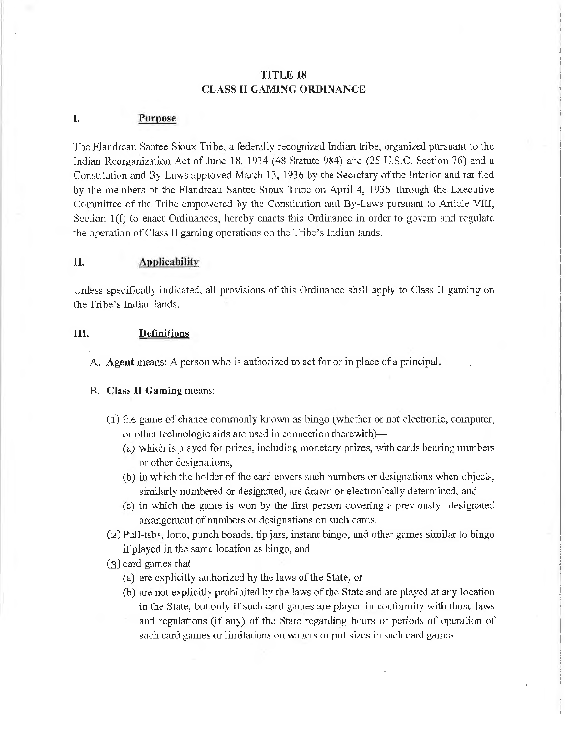# TITLE 18
# CLASS II GAMING ORDINANCE

## I. Purpose

The Flandreau Santee Sioux Tribe, a federally recognized Indian tribe, organized pursuant to the Indian Reorganization Act of June 18, 1934 (48 Statute 984) and (25 U.S.C. Section 76) and a Constitution and By-Laws approved March 13, 1936 by the Secretary of the Interior and ratified by the members of the Flandreau Santee Sioux Tribe on April 4, 1936, through the Executive Committee of the Tribe empowered by the Constitution and By-Laws pursuant to Article VIII, Section 1(f) to enact Ordinances, hereby enacts this Ordinance in order to govern and regulate the operation of Class II gaming operations on the Tribe's Indian lands.

## II. Applicability

Unless specifically indicated, all provisions of this Ordinance shall apply to Class II gaming on the Tribe's Indian lands.

## III. Definitions

A. **Agent** means: A person who is authorized to act for or in place of a principal.

B. **Class II Gaming** means:

(1) the game of chance commonly known as bingo (whether or not electronic, computer, or other technologic aids are used in connection therewith)—
   - (a) which is played for prizes, including monetary prizes, with cards bearing numbers or other designations,
   - (b) in which the holder of the card covers such numbers or designations when objects, similarly numbered or designated, are drawn or electronically determined, and
   - (c) in which the game is won by the first person covering a previously designated arrangement of numbers or designations on such cards.

(2) Pull-tabs, lotto, punch boards, tip jars, instant bingo, and other games similar to bingo if played in the same location as bingo, and

(3) card games that—
   - (a) are explicitly authorized by the laws of the State, or
   - (b) are not explicitly prohibited by the laws of the State and are played at any location in the State, but only if such card games are played in conformity with those laws and regulations (if any) of the State regarding hours or periods of operation of such card games or limitations on wagers or pot sizes in such card games.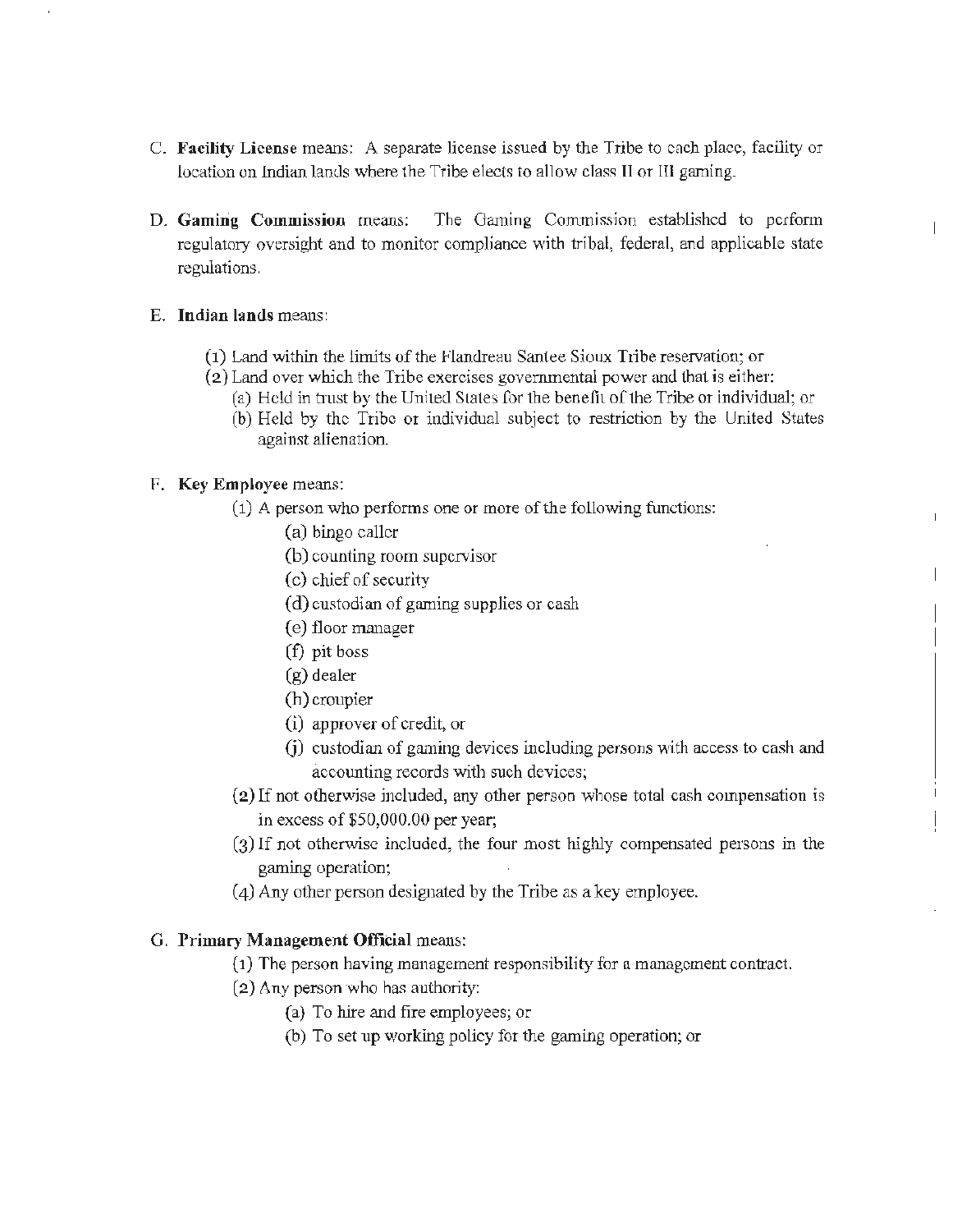C. **Facility License** means: A separate license issued by the Tribe to each place, facility or location on Indian lands where the Tribe elects to allow class II or III gaming.

D. **Gaming Commission** means: The Gaming Commission established to perform regulatory oversight and to monitor compliance with tribal, federal, and applicable state regulations.

E. **Indian lands** means:

   (1) Land within the limits of the Flandreau Santee Sioux Tribe reservation; or
   (2) Land over which the Tribe exercises governmental power and that is either:
      (a) Held in trust by the United States for the benefit of the Tribe or individual; or
      (b) Held by the Tribe or individual subject to restriction by the United States against alienation.

F. **Key Employee** means:

   (1) A person who performs one or more of the following functions:
      (a) bingo caller
      (b) counting room supervisor
      (c) chief of security
      (d) custodian of gaming supplies or cash
      (e) floor manager
      (f) pit boss
      (g) dealer
      (h) croupier
      (i) approver of credit, or
      (j) custodian of gaming devices including persons with access to cash and accounting records with such devices;
   (2) If not otherwise included, any other person whose total cash compensation is in excess of $50,000.00 per year;
   (3) If not otherwise included, the four most highly compensated persons in the gaming operation;
   (4) Any other person designated by the Tribe as a key employee.

G. **Primary Management Official** means:

   (1) The person having management responsibility for a management contract.
   (2) Any person who has authority:
      (a) To hire and fire employees; or
      (b) To set up working policy for the gaming operation; or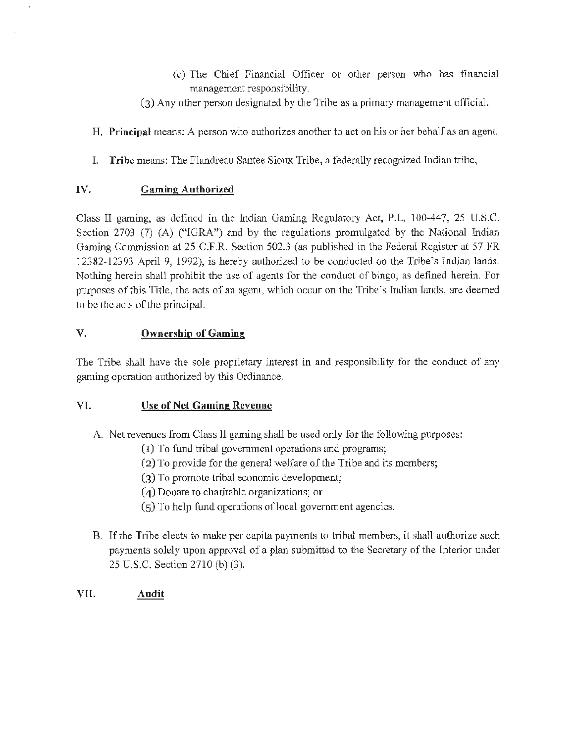(c) The Chief Financial Officer or other person who has financial management responsibility.

(3) Any other person designated by the Tribe as a primary management official.

H. **Principal** means: A person who authorizes another to act on his or her behalf as an agent.

I. **Tribe** means: The Flandreau Santee Sioux Tribe, a federally recognized Indian tribe,

## IV. Gaming Authorized

Class II gaming, as defined in the Indian Gaming Regulatory Act, P.L. 100-447, 25 U.S.C. Section 2703 (7) (A) ("IGRA") and by the regulations promulgated by the National Indian Gaming Commission at 25 C.F.R. Section 502.3 (as published in the Federal Register at 57 FR 12382-12393 April 9, 1992), is hereby authorized to be conducted on the Tribe's Indian lands. Nothing herein shall prohibit the use of agents for the conduct of bingo, as defined herein. For purposes of this Title, the acts of an agent, which occur on the Tribe's Indian lands, are deemed to be the acts of the principal.

## V. Ownership of Gaming

The Tribe shall have the sole proprietary interest in and responsibility for the conduct of any gaming operation authorized by this Ordinance.

## VI. Use of Net Gaming Revenue

A. Net revenues from Class II gaming shall be used only for the following purposes:

(1) To fund tribal government operations and programs;

(2) To provide for the general welfare of the Tribe and its members;

(3) To promote tribal economic development;

(4) Donate to charitable organizations; or

(5) To help fund operations of local government agencies.

B. If the Tribe elects to make per capita payments to tribal members, it shall authorize such payments solely upon approval of a plan submitted to the Secretary of the Interior under 25 U.S.C. Section 2710 (b) (3).

## VII. Audit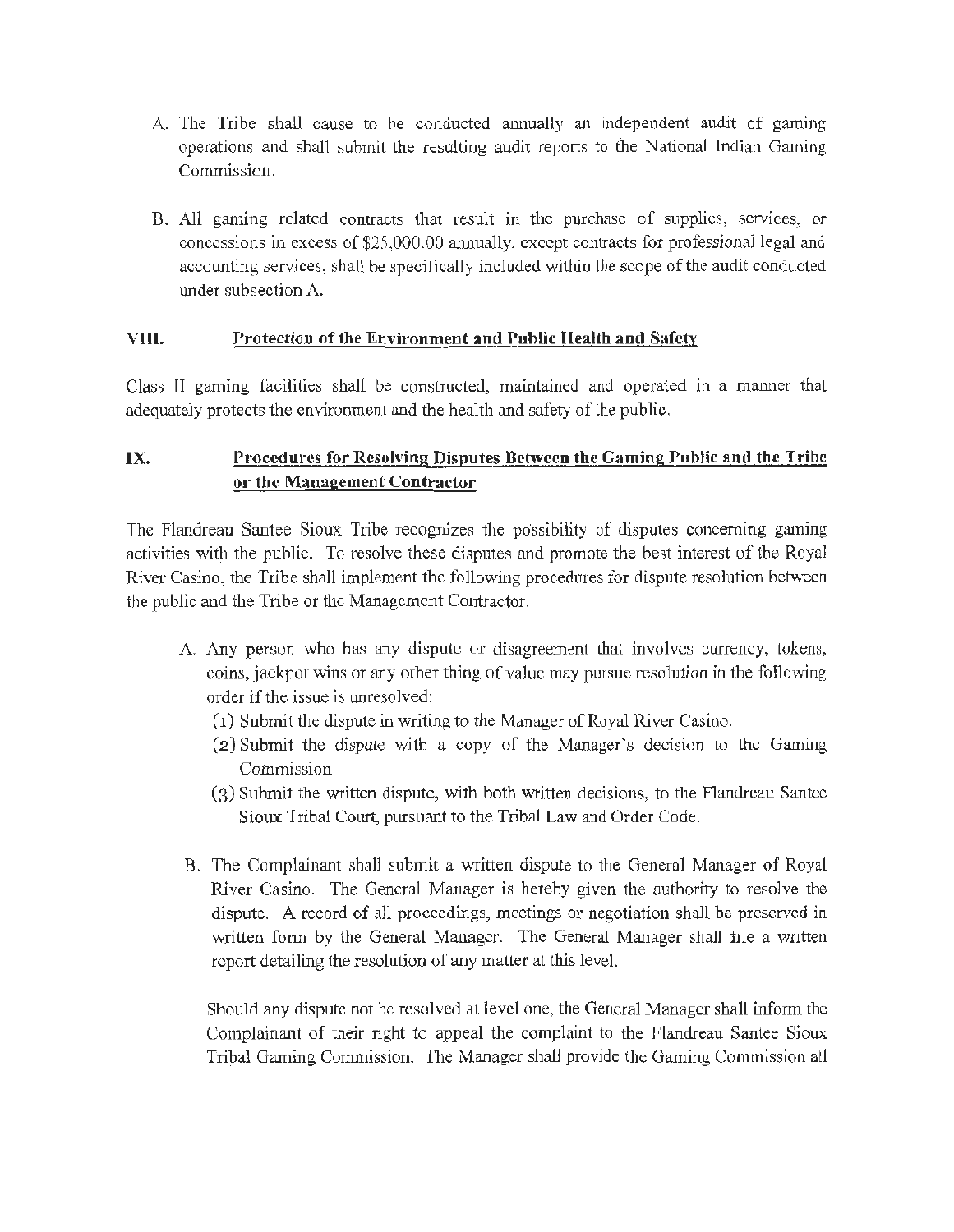A. The Tribe shall cause to be conducted annually an independent audit of gaming operations and shall submit the resulting audit reports to the National Indian Gaming Commission.

B. All gaming related contracts that result in the purchase of supplies, services, or concessions in excess of $25,000.00 annually, except contracts for professional legal and accounting services, shall be specifically included within the scope of the audit conducted under subsection A.

## VIII. Protection of the Environment and Public Health and Safety

Class II gaming facilities shall be constructed, maintained and operated in a manner that adequately protects the environment and the health and safety of the public.

## IX. Procedures for Resolving Disputes Between the Gaming Public and the Tribe or the Management Contractor

The Flandreau Santee Sioux Tribe recognizes the possibility of disputes concerning gaming activities with the public. To resolve these disputes and promote the best interest of the Royal River Casino, the Tribe shall implement the following procedures for dispute resolution between the public and the Tribe or the Management Contractor.

A. Any person who has any dispute or disagreement that involves currency, tokens, coins, jackpot wins or any other thing of value may pursue resolution in the following order if the issue is unresolved:
   (1) Submit the dispute in writing to the Manager of Royal River Casino.
   (2) Submit the dispute with a copy of the Manager's decision to the Gaming Commission.
   (3) Submit the written dispute, with both written decisions, to the Flandreau Santee Sioux Tribal Court, pursuant to the Tribal Law and Order Code.

B. The Complainant shall submit a written dispute to the General Manager of Royal River Casino. The General Manager is hereby given the authority to resolve the dispute. A record of all proceedings, meetings or negotiation shall be preserved in written form by the General Manager. The General Manager shall file a written report detailing the resolution of any matter at this level.

   Should any dispute not be resolved at level one, the General Manager shall inform the Complainant of their right to appeal the complaint to the Flandreau Santee Sioux Tribal Gaming Commission. The Manager shall provide the Gaming Commission all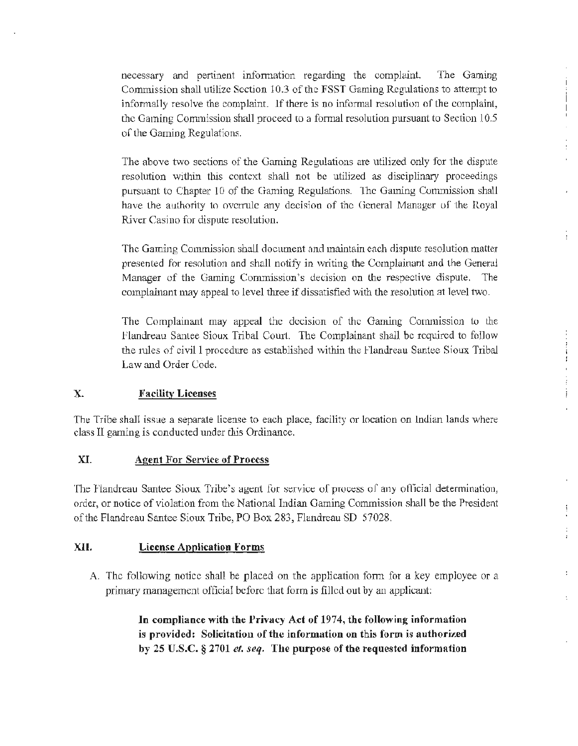necessary and pertinent information regarding the complaint. The Gaming Commission shall utilize Section 10.3 of the FSST Gaming Regulations to attempt to informally resolve the complaint. If there is no informal resolution of the complaint, the Gaming Commission shall proceed to a formal resolution pursuant to Section 10.5 of the Gaming Regulations.

The above two sections of the Gaming Regulations are utilized only for the dispute resolution within this context shall not be utilized as disciplinary proceedings pursuant to Chapter 10 of the Gaming Regulations. The Gaming Commission shall have the authority to overrule any decision of the General Manager of the Royal River Casino for dispute resolution.

The Gaming Commission shall document and maintain each dispute resolution matter presented for resolution and shall notify in writing the Complainant and the General Manager of the Gaming Commission's decision on the respective dispute. The complainant may appeal to level three if dissatisfied with the resolution at level two.

The Complainant may appeal the decision of the Gaming Commission to the Flandreau Santee Sioux Tribal Court. The Complainant shall be required to follow the rules of civil l procedure as established within the Flandreau Santee Sioux Tribal Law and Order Code.

## X. Facility Licenses

The Tribe shall issue a separate license to each place, facility or location on Indian lands where class II gaming is conducted under this Ordinance.

## XI. Agent For Service of Process

The Flandreau Santee Sioux Tribe's agent for service of process of any official determination, order, or notice of violation from the National Indian Gaming Commission shall be the President of the Flandreau Santee Sioux Tribe, PO Box 283, Flandreau SD 57028.

## XII. License Application Forms

A. The following notice shall be placed on the application form for a key employee or a primary management official before that form is filled out by an applicant:

> **In compliance with the Privacy Act of 1974, the following information is provided: Solicitation of the information on this form is authorized by 25 U.S.C. § 2701 *et. seq.* The purpose of the requested information**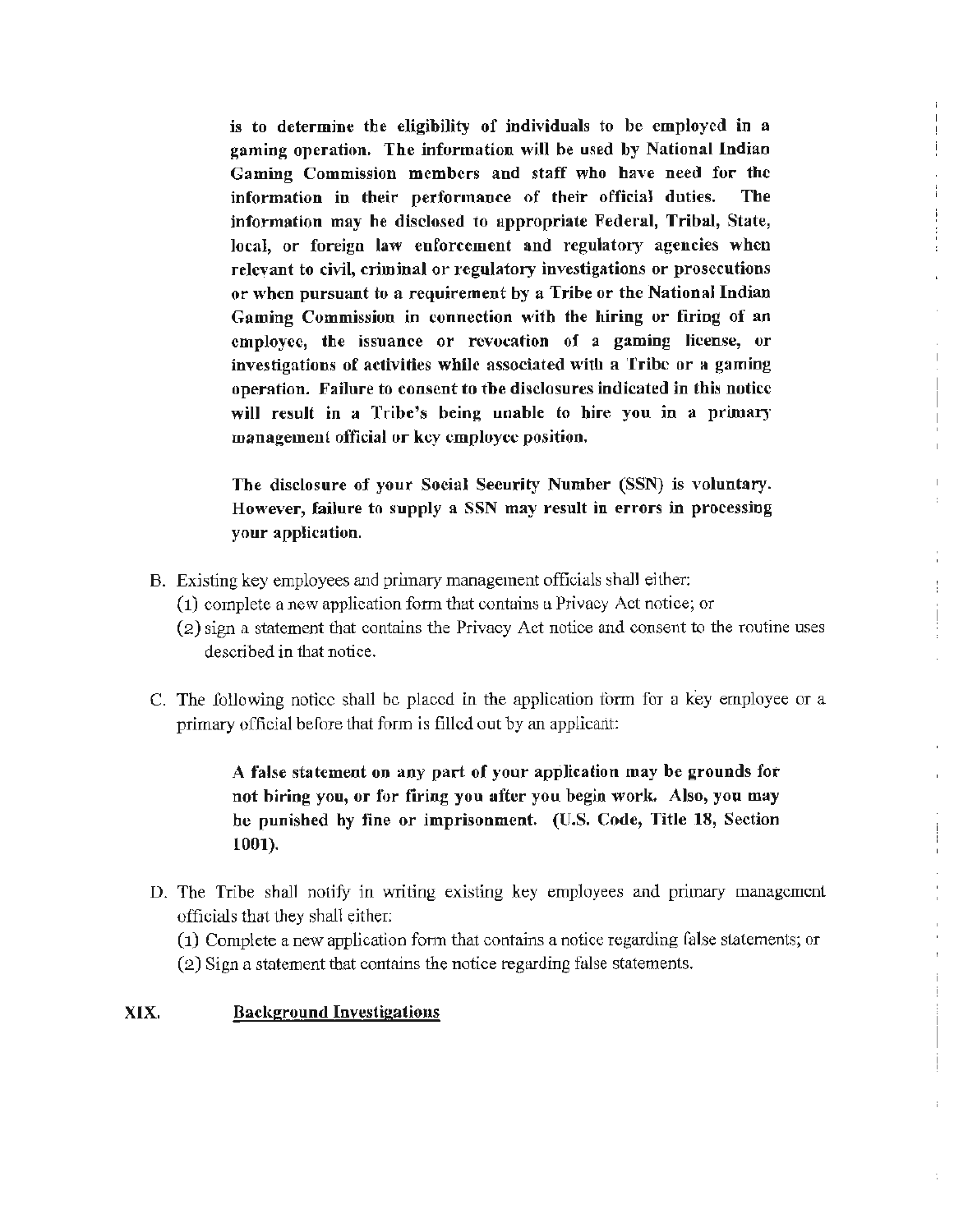**is to determine the eligibility of individuals to be employed in a gaming operation. The information will be used by National Indian Gaming Commission members and staff who have need for the information in their performance of their official duties. The information may be disclosed to appropriate Federal, Tribal, State, local, or foreign law enforcement and regulatory agencies when relevant to civil, criminal or regulatory investigations or prosecutions or when pursuant to a requirement by a Tribe or the National Indian Gaming Commission in connection with the hiring or firing of an employee, the issuance or revocation of a gaming license, or investigations of activities while associated with a Tribe or a gaming operation. Failure to consent to the disclosures indicated in this notice will result in a Tribe's being unable to hire you in a primary management official or key employee position.**

**The disclosure of your Social Security Number (SSN) is voluntary. However, failure to supply a SSN may result in errors in processing your application.**

B. Existing key employees and primary management officials shall either:
   (1) complete a new application form that contains a Privacy Act notice; or
   (2) sign a statement that contains the Privacy Act notice and consent to the routine uses described in that notice.

C. The following notice shall be placed in the application form for a key employee or a primary official before that form is filled out by an applicant:

   **A false statement on any part of your application may be grounds for not hiring you, or for firing you after you begin work. Also, you may be punished by fine or imprisonment. (U.S. Code, Title 18, Section 1001).**

D. The Tribe shall notify in writing existing key employees and primary management officials that they shall either:
   (1) Complete a new application form that contains a notice regarding false statements; or
   (2) Sign a statement that contains the notice regarding false statements.

## XIX. Background Investigations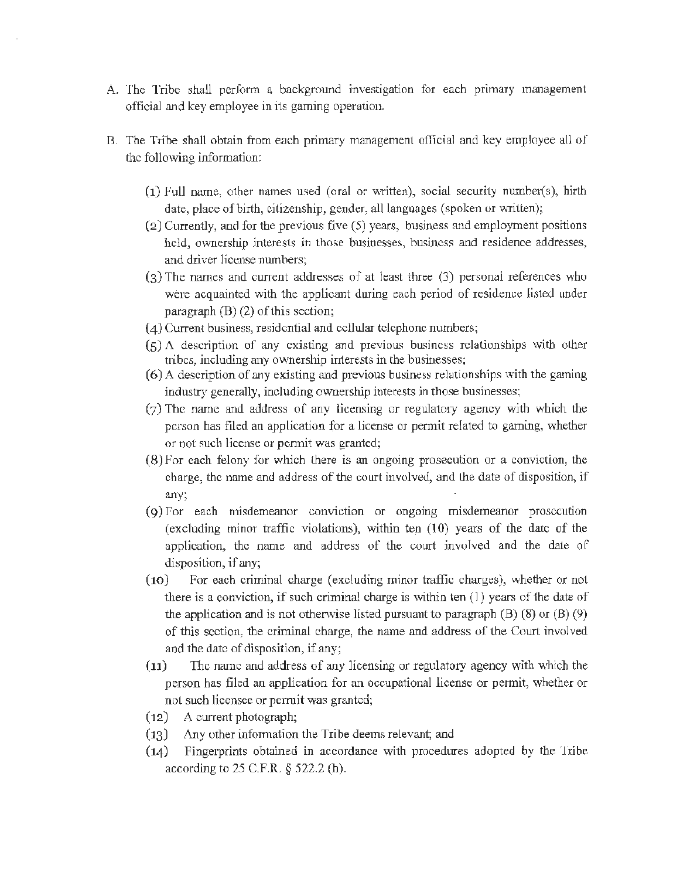A. The Tribe shall perform a background investigation for each primary management official and key employee in its gaming operation.

B. The Tribe shall obtain from each primary management official and key employee all of the following information:

   (1) Full name, other names used (oral or written), social security number(s), birth date, place of birth, citizenship, gender, all languages (spoken or written);
   (2) Currently, and for the previous five (5) years, business and employment positions held, ownership interests in those businesses, business and residence addresses, and driver license numbers;
   (3) The names and current addresses of at least three (3) personal references who were acquainted with the applicant during each period of residence listed under paragraph (B) (2) of this section;
   (4) Current business, residential and cellular telephone numbers;
   (5) A description of any existing and previous business relationships with other tribes, including any ownership interests in the businesses;
   (6) A description of any existing and previous business relationships with the gaming industry generally, including ownership interests in those businesses;
   (7) The name and address of any licensing or regulatory agency with which the person has filed an application for a license or permit related to gaming, whether or not such license or permit was granted;
   (8) For each felony for which there is an ongoing prosecution or a conviction, the charge, the name and address of the court involved, and the date of disposition, if any;
   (9) For each misdemeanor conviction or ongoing misdemeanor prosecution (excluding minor traffic violations), within ten (10) years of the date of the application, the name and address of the court involved and the date of disposition, if any;
   (10) For each criminal charge (excluding minor traffic charges), whether or not there is a conviction, if such criminal charge is within ten (1) years of the date of the application and is not otherwise listed pursuant to paragraph (B) (8) or (B) (9) of this section, the criminal charge, the name and address of the Court involved and the date of disposition, if any;
   (11) The name and address of any licensing or regulatory agency with which the person has filed an application for an occupational license or permit, whether or not such licensee or permit was granted;
   (12) A current photograph;
   (13) Any other information the Tribe deems relevant; and
   (14) Fingerprints obtained in accordance with procedures adopted by the Tribe according to 25 C.F.R. § 522.2 (h).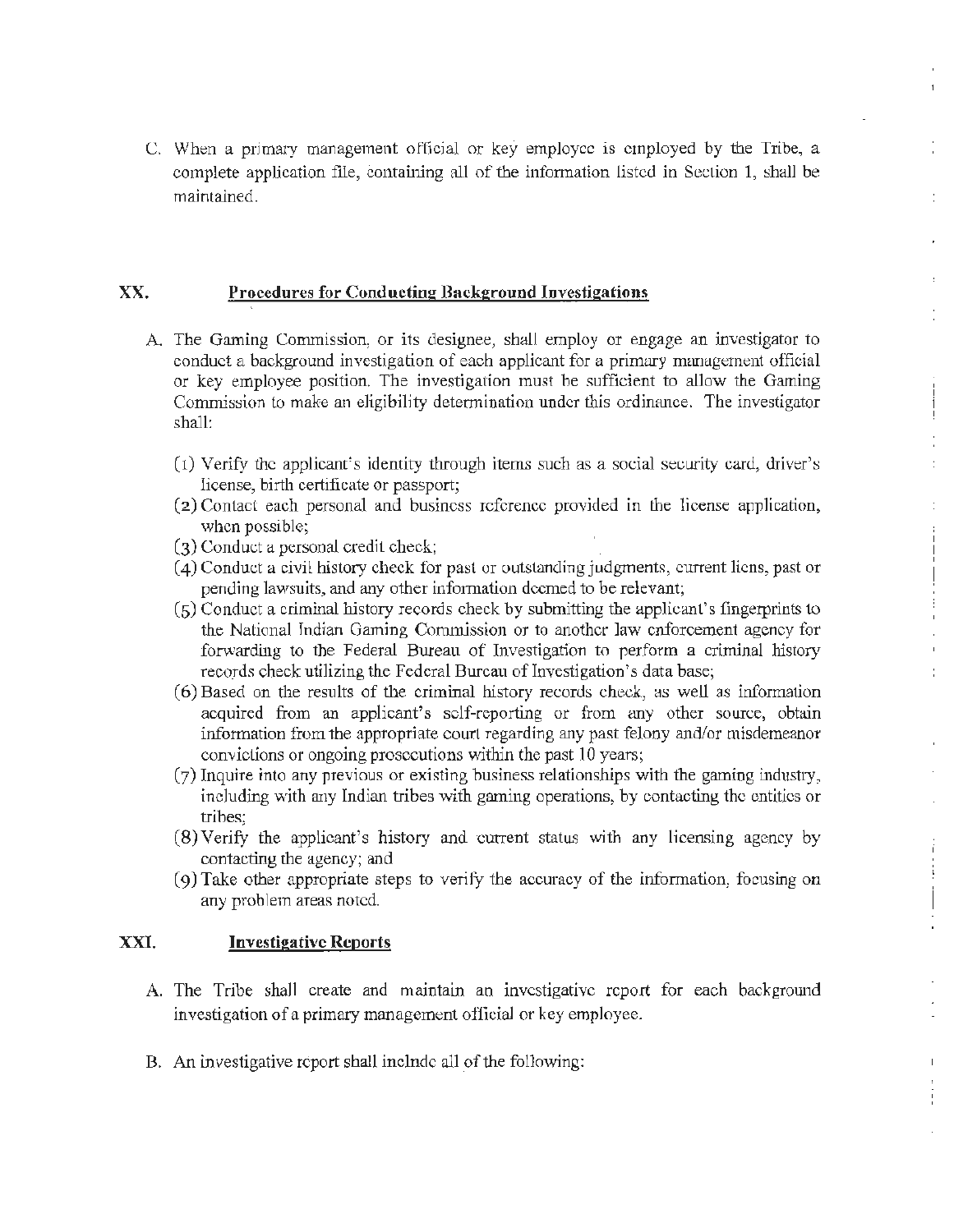C. When a primary management official or key employee is employed by the Tribe, a complete application file, containing all of the information listed in Section 1, shall be maintained.

## XX. Procedures for Conducting Background Investigations

A. The Gaming Commission, or its designee, shall employ or engage an investigator to conduct a background investigation of each applicant for a primary management official or key employee position. The investigation must be sufficient to allow the Gaming Commission to make an eligibility determination under this ordinance. The investigator shall:

(1) Verify the applicant's identity through items such as a social security card, driver's license, birth certificate or passport;

(2) Contact each personal and business reference provided in the license application, when possible;

(3) Conduct a personal credit check;

(4) Conduct a civil history check for past or outstanding judgments, current liens, past or pending lawsuits, and any other information deemed to be relevant;

(5) Conduct a criminal history records check by submitting the applicant's fingerprints to the National Indian Gaming Commission or to another law enforcement agency for forwarding to the Federal Bureau of Investigation to perform a criminal history records check utilizing the Federal Bureau of Investigation's data base;

(6) Based on the results of the criminal history records check, as well as information acquired from an applicant's self-reporting or from any other source, obtain information from the appropriate court regarding any past felony and/or misdemeanor convictions or ongoing prosecutions within the past 10 years;

(7) Inquire into any previous or existing business relationships with the gaming industry, including with any Indian tribes with gaming operations, by contacting the entities or tribes;

(8) Verify the applicant's history and current status with any licensing agency by contacting the agency; and

(9) Take other appropriate steps to verify the accuracy of the information, focusing on any problem areas noted.

## XXI. Investigative Reports

A. The Tribe shall create and maintain an investigative report for each background investigation of a primary management official or key employee.

B. An investigative report shall include all of the following: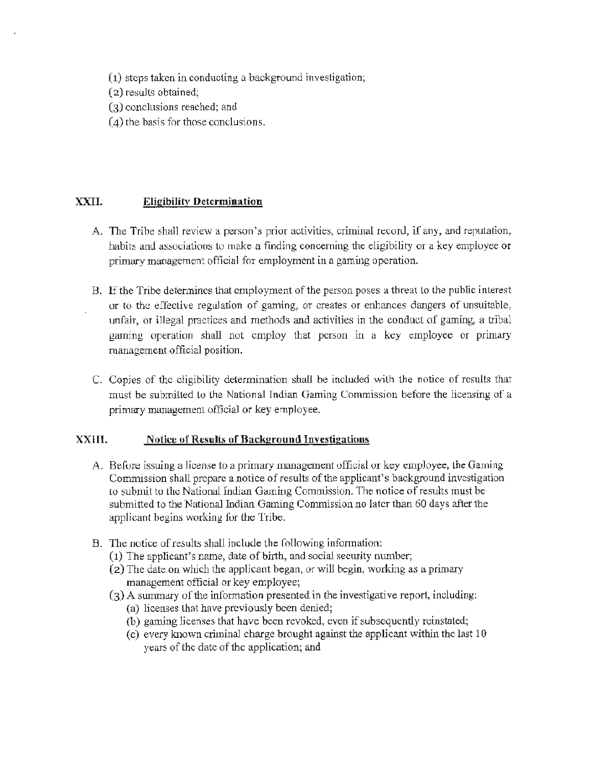(1) steps taken in conducting a background investigation;
(2) results obtained;
(3) conclusions reached; and
(4) the basis for those conclusions.

## XXII. Eligibility Determination

A. The Tribe shall review a person's prior activities, criminal record, if any, and reputation, habits and associations to make a finding concerning the eligibility or a key employee or primary management official for employment in a gaming operation.

B. If the Tribe determines that employment of the person poses a threat to the public interest or to the effective regulation of gaming, or creates or enhances dangers of unsuitable, unfair, or illegal practices and methods and activities in the conduct of gaming, a tribal gaming operation shall not employ that person in a key employee or primary management official position.

C. Copies of the eligibility determination shall be included with the notice of results that must be submitted to the National Indian Gaming Commission before the licensing of a primary management official or key employee.

## XXIII. Notice of Results of Background Investigations

A. Before issuing a license to a primary management official or key employee, the Gaming Commission shall prepare a notice of results of the applicant's background investigation to submit to the National Indian Gaming Commission. The notice of results must be submitted to the National Indian Gaming Commission no later than 60 days after the applicant begins working for the Tribe.

B. The notice of results shall include the following information:
   (1) The applicant's name, date of birth, and social security number;
   (2) The date on which the applicant began, or will begin, working as a primary management official or key employee;
   (3) A summary of the information presented in the investigative report, including:
      (a) licenses that have previously been denied;
      (b) gaming licenses that have been revoked, even if subsequently reinstated;
      (c) every known criminal charge brought against the applicant within the last 10 years of the date of the application; and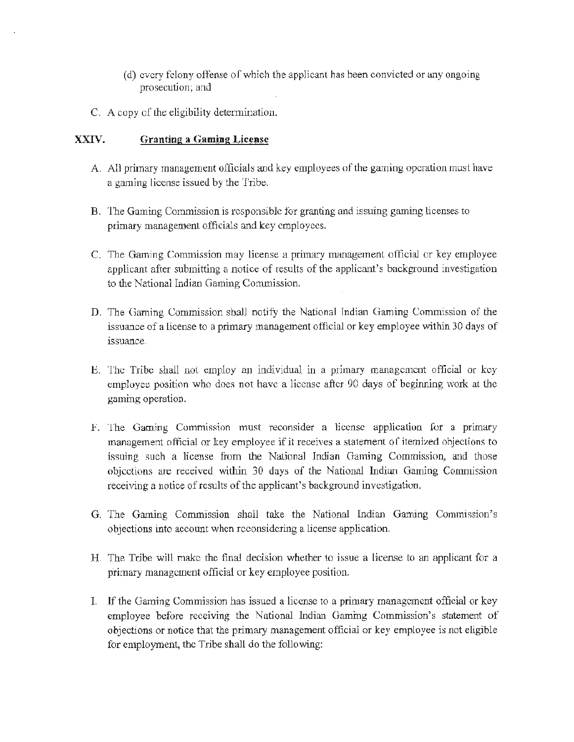(d) every felony offense of which the applicant has been convicted or any ongoing prosecution; and

C. A copy of the eligibility determination.

## XXIV. Granting a Gaming License

A. All primary management officials and key employees of the gaming operation must have a gaming license issued by the Tribe.

B. The Gaming Commission is responsible for granting and issuing gaming licenses to primary management officials and key employees.

C. The Gaming Commission may license a primary management official or key employee applicant after submitting a notice of results of the applicant's background investigation to the National Indian Gaming Commission.

D. The Gaming Commission shall notify the National Indian Gaming Commission of the issuance of a license to a primary management official or key employee within 30 days of issuance.

E. The Tribe shall not employ an individual in a primary management official or key employee position who does not have a license after 90 days of beginning work at the gaming operation.

F. The Gaming Commission must reconsider a license application for a primary management official or key employee if it receives a statement of itemized objections to issuing such a license from the National Indian Gaming Commission, and those objections are received within 30 days of the National Indian Gaming Commission receiving a notice of results of the applicant's background investigation.

G. The Gaming Commission shall take the National Indian Gaming Commission's objections into account when reconsidering a license application.

H. The Tribe will make the final decision whether to issue a license to an applicant for a primary management official or key employee position.

I. If the Gaming Commission has issued a license to a primary management official or key employee before receiving the National Indian Gaming Commission's statement of objections or notice that the primary management official or key employee is not eligible for employment, the Tribe shall do the following: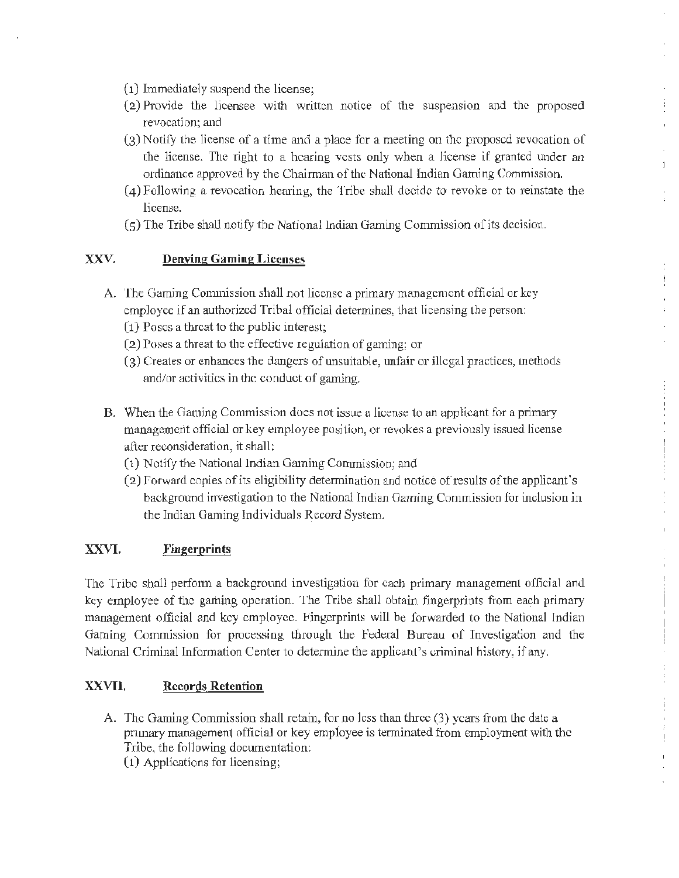(1) Immediately suspend the license;
(2) Provide the licensee with written notice of the suspension and the proposed revocation; and
(3) Notify the license of a time and a place for a meeting on the proposed revocation of the license. The right to a hearing vests only when a license if granted under an ordinance approved by the Chairman of the National Indian Gaming Commission.
(4) Following a revocation hearing, the Tribe shall decide to revoke or to reinstate the license.
(5) The Tribe shall notify the National Indian Gaming Commission of its decision.

## XXV. Denying Gaming Licenses

A. The Gaming Commission shall not license a primary management official or key employee if an authorized Tribal official determines, that licensing the person:
(1) Poses a threat to the public interest;
(2) Poses a threat to the effective regulation of gaming; or
(3) Creates or enhances the dangers of unsuitable, unfair or illegal practices, methods and/or activities in the conduct of gaming.

B. When the Gaming Commission does not issue a license to an applicant for a primary management official or key employee position, or revokes a previously issued license after reconsideration, it shall:
(1) Notify the National Indian Gaming Commission; and
(2) Forward copies of its eligibility determination and notice of results of the applicant's background investigation to the National Indian Gaming Commission for inclusion in the Indian Gaming Individuals Record System.

## XXVI. Fingerprints

The Tribe shall perform a background investigation for each primary management official and key employee of the gaming operation. The Tribe shall obtain fingerprints from each primary management official and key employee. Fingerprints will be forwarded to the National Indian Gaming Commission for processing through the Federal Bureau of Investigation and the National Criminal Information Center to determine the applicant's criminal history, if any.

## XXVII. Records Retention

A. The Gaming Commission shall retain, for no less than three (3) years from the date a primary management official or key employee is terminated from employment with the Tribe, the following documentation:
(1) Applications for licensing;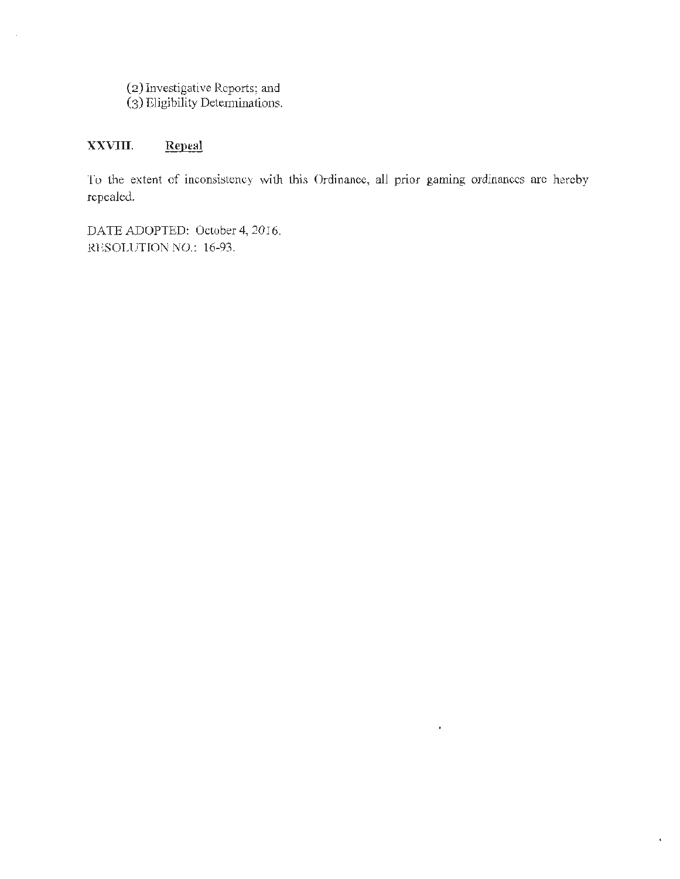(2) Investigative Reports; and
(3) Eligibility Determinations.

## XXVIII. Repeal

To the extent of inconsistency with this Ordinance, all prior gaming ordinances are hereby repealed.

DATE ADOPTED: October 4, 2016.
RESOLUTION NO.: 16-93.